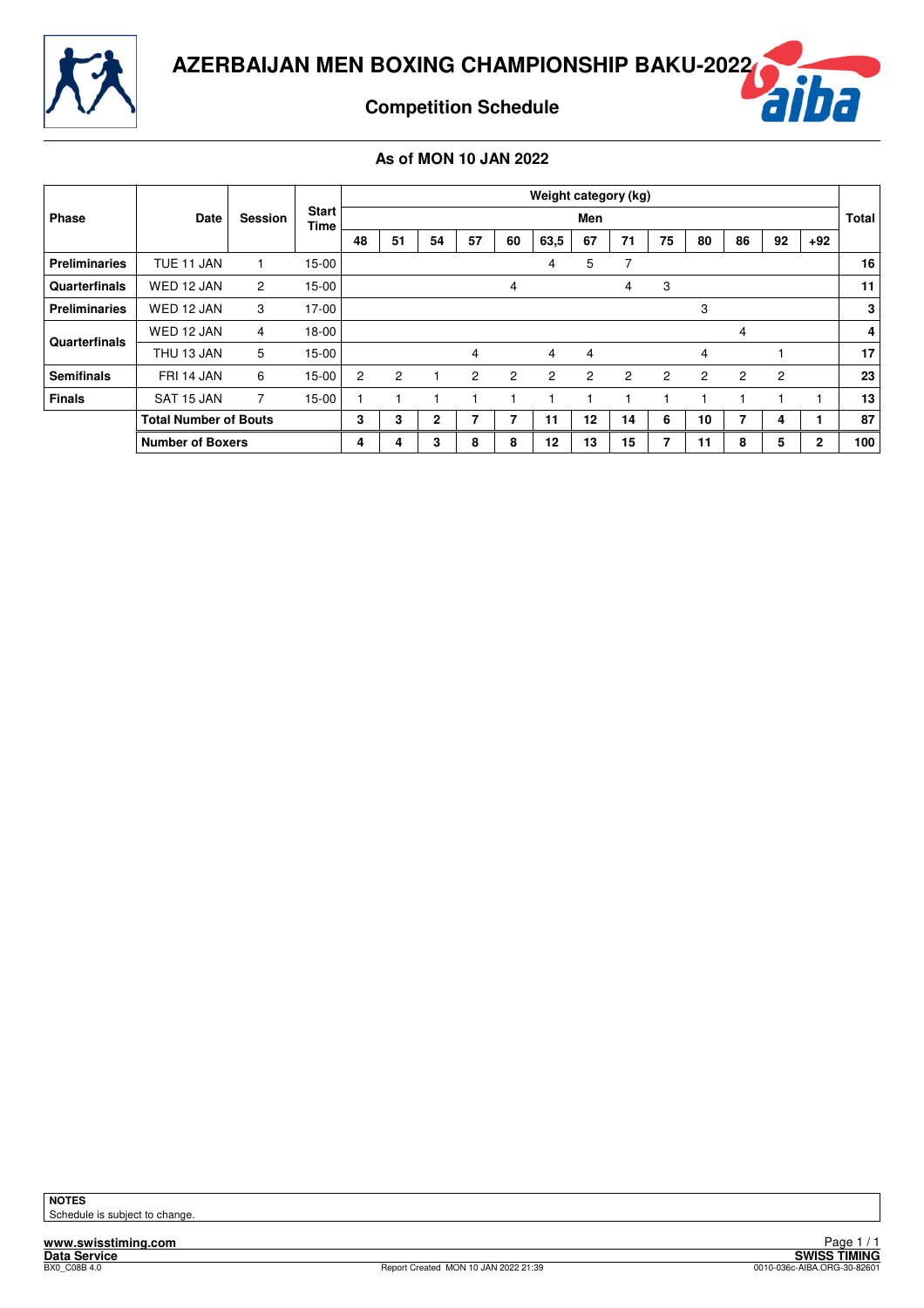# AZERBAIJAN MEN BOXING CHAMPIONSHIP BAKU-2022

## Competition Schedule

### As of MON 10 JAN 2022

| Phase | Date | Session | Start Time | Weight category (kg) | | | | | | | | | | | | | Total |
|---|---|---|---|---|---|---|---|---|---|---|---|---|---|---|---|---|---|
| | | | | Men | | | | | | | | | | | | | |
| | | | | 48 | 51 | 54 | 57 | 60 | 63,5 | 67 | 71 | 75 | 80 | 86 | 92 | +92 | |
| **Preliminaries** | TUE 11 JAN | 1 | 15-00 | | | | | | 4 | 5 | 7 | | | | | | **16** |
| **Quarterfinals** | WED 12 JAN | 2 | 15-00 | | | | | 4 | | | 4 | 3 | | | | | **11** |
| **Preliminaries** | WED 12 JAN | 3 | 17-00 | | | | | | | | | | 3 | | | | **3** |
| **Quarterfinals** | WED 12 JAN | 4 | 18-00 | | | | | | | | | | | 4 | | | **4** |
| | THU 13 JAN | 5 | 15-00 | | | | 4 | | 4 | 4 | | | 4 | | 1 | | **17** |
| **Semifinals** | FRI 14 JAN | 6 | 15-00 | 2 | 2 | 1 | 2 | 2 | 2 | 2 | 2 | 2 | 2 | 2 | 2 | | **23** |
| **Finals** | SAT 15 JAN | 7 | 15-00 | 1 | 1 | 1 | 1 | 1 | 1 | 1 | 1 | 1 | 1 | 1 | 1 | 1 | **13** |
| | **Total Number of Bouts** | | | **3** | **3** | **2** | **7** | **7** | **11** | **12** | **14** | **6** | **10** | **7** | **4** | **1** | **87** |
| | **Number of Boxers** | | | **4** | **4** | **3** | **8** | **8** | **12** | **13** | **15** | **7** | **11** | **8** | **5** | **2** | **100** |

**NOTES**
Schedule is subject to change.

www.swisstiming.com
Data Service
BX0_C08B 4.0
Report Created MON 10 JAN 2022 21:39
SWISS TIMING
0010-036c-AIBA.ORG-30-82601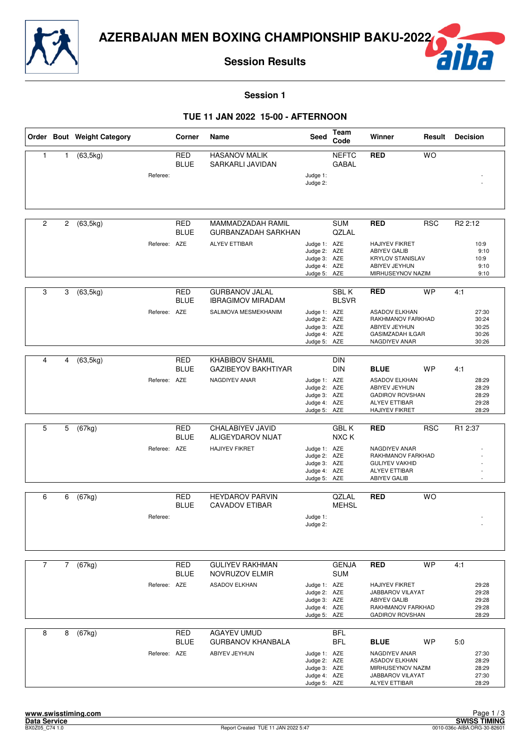# AZERBAIJAN MEN BOXING CHAMPIONSHIP BAKU-2022

## Session Results

### Session 1

### TUE 11 JAN 2022 15-00 - AFTERNOON

| Order | Bout | Weight Category | Corner | Name | Seed | Team Code | Winner | Result | Decision |
|---|---|---|---|---|---|---|---|---|---|
| 1 | 1 | (63,5kg) | RED | HASANOV MALIK | | NEFTC | RED | WO | |
| | | | BLUE | SARKARLI JAVIDAN | | GABAL | | | |
| | | Referee: | | | Judge 1: | | | | - |
| | | | | | Judge 2: | | | | - |
| 2 | 2 | (63,5kg) | RED | MAMMADZADAH RAMIL | | SUM | RED | RSC | R2 2:12 |
| | | | BLUE | GURBANZADAH SARKHAN | | QZLAL | | | |
| | | Referee: | AZE | ALYEV ETTIBAR | Judge 1: | AZE | HAJIYEV FIKRET | | 10:9 |
| | | | | | Judge 2: | AZE | ABIYEV GALIB | | 9:10 |
| | | | | | Judge 3: | AZE | KRYLOV STANISLAV | | 10:9 |
| | | | | | Judge 4: | AZE | ABIYEV JEYHUN | | 9:10 |
| | | | | | Judge 5: | AZE | MIRHUSEYNOV NAZIM | | 9:10 |
| 3 | 3 | (63,5kg) | RED | GURBANOV JALAL | | SBL K | RED | WP | 4:1 |
| | | | BLUE | IBRAGIMOV MIRADAM | | BLSVR | | | |
| | | Referee: | AZE | SALIMOVA MESMEKHANIM | Judge 1: | AZE | ASADOV ELKHAN | | 27:30 |
| | | | | | Judge 2: | AZE | RAKHMANOV FARKHAD | | 30:24 |
| | | | | | Judge 3: | AZE | ABIYEV JEYHUN | | 30:25 |
| | | | | | Judge 4: | AZE | GASIMZADAH ILGAR | | 30:26 |
| | | | | | Judge 5: | AZE | NAGDIYEV ANAR | | 30:26 |
| 4 | 4 | (63,5kg) | RED | KHABIBOV SHAMIL | | DIN | | | |
| | | | BLUE | GAZIBEYOV BAKHTIYAR | | DIN | BLUE | WP | 4:1 |
| | | Referee: | AZE | NAGDIYEV ANAR | Judge 1: | AZE | ASADOV ELKHAN | | 28:29 |
| | | | | | Judge 2: | AZE | ABIYEV JEYHUN | | 28:29 |
| | | | | | Judge 3: | AZE | GADIROV ROVSHAN | | 28:29 |
| | | | | | Judge 4: | AZE | ALYEV ETTIBAR | | 29:28 |
| | | | | | Judge 5: | AZE | HAJIYEV FIKRET | | 28:29 |
| 5 | 5 | (67kg) | RED | CHALABIYEV JAVID | | GBL K | RED | RSC | R1 2:37 |
| | | | BLUE | ALIGEYDAROV NIJAT | | NXC K | | | |
| | | Referee: | AZE | HAJIYEV FIKRET | Judge 1: | AZE | NAGDIYEV ANAR | | - |
| | | | | | Judge 2: | AZE | RAKHMANOV FARKHAD | | - |
| | | | | | Judge 3: | AZE | GULIYEV VAKHID | | - |
| | | | | | Judge 4: | AZE | ALYEV ETTIBAR | | - |
| | | | | | Judge 5: | AZE | ABIYEV GALIB | | - |
| 6 | 6 | (67kg) | RED | HEYDAROV PARVIN | | QZLAL | RED | WO | |
| | | | BLUE | CAVADOV ETIBAR | | MEHSL | | | |
| | | Referee: | | | Judge 1: | | | | - |
| | | | | | Judge 2: | | | | - |
| 7 | 7 | (67kg) | RED | GULIYEV RAKHMAN | | GENJA | RED | WP | 4:1 |
| | | | BLUE | NOVRUZOV ELMIR | | SUM | | | |
| | | Referee: | AZE | ASADOV ELKHAN | Judge 1: | AZE | HAJIYEV FIKRET | | 29:28 |
| | | | | | Judge 2: | AZE | JABBAROV VILAYAT | | 29:28 |
| | | | | | Judge 3: | AZE | ABIYEV GALIB | | 29:28 |
| | | | | | Judge 4: | AZE | RAKHMANOV FARKHAD | | 29:28 |
| | | | | | Judge 5: | AZE | GADIROV ROVSHAN | | 28:29 |
| 8 | 8 | (67kg) | RED | AGAYEV UMUD | | BFL | | | |
| | | | BLUE | GURBANOV KHANBALA | | BFL | BLUE | WP | 5:0 |
| | | Referee: | AZE | ABIYEV JEYHUN | Judge 1: | AZE | NAGDIYEV ANAR | | 27:30 |
| | | | | | Judge 2: | AZE | ASADOV ELKHAN | | 28:29 |
| | | | | | Judge 3: | AZE | MIRHUSEYNOV NAZIM | | 28:29 |
| | | | | | Judge 4: | AZE | JABBAROV VILAYAT | | 27:30 |
| | | | | | Judge 5: | AZE | ALYEV ETTIBAR | | 28:29 |

www.swisstiming.com
Data Service
BX0Z05_C74 1.0 — Report Created TUE 11 JAN 2022 5:47 — SWISS TIMING 0010-036c-AIBA.ORG-30-82601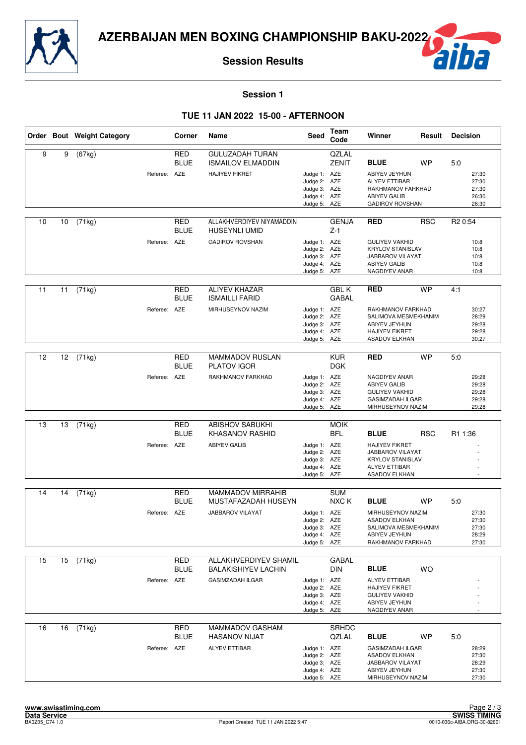# AZERBAIJAN MEN BOXING CHAMPIONSHIP BAKU-2022

## Session Results

### Session 1

### TUE 11 JAN 2022 15-00 - AFTERNOON

| Order | Bout | Weight Category | Corner | Name | Seed | Team Code | Winner | Result | Decision |
|---|---|---|---|---|---|---|---|---|---|
| 9 | 9 | (67kg) | RED | GULUZADAH TURAN | | QZLAL | | | |
| | | | BLUE | ISMAILOV ELMADDIN | | ZENIT | BLUE | WP | 5:0 |
| | | Referee: | AZE | HAJIYEV FIKRET | Judge 1: | AZE | ABIYEV JEYHUN | | 27:30 |
| | | | | | Judge 2: | AZE | ALYEV ETTIBAR | | 27:30 |
| | | | | | Judge 3: | AZE | RAKHMANOV FARKHAD | | 27:30 |
| | | | | | Judge 4: | AZE | ABIYEV GALIB | | 26:30 |
| | | | | | Judge 5: | AZE | GADIROV ROVSHAN | | 26:30 |
| 10 | 10 | (71kg) | RED | ALLAKHVERDIYEV NIYAMADDIN | | GENJA | RED | RSC | R2 0:54 |
| | | | BLUE | HUSEYNLI UMID | | Z-1 | | | |
| | | Referee: | AZE | GADIROV ROVSHAN | Judge 1: | AZE | GULIYEV VAKHID | | 10:8 |
| | | | | | Judge 2: | AZE | KRYLOV STANISLAV | | 10:8 |
| | | | | | Judge 3: | AZE | JABBAROV VILAYAT | | 10:8 |
| | | | | | Judge 4: | AZE | ABIYEV GALIB | | 10:8 |
| | | | | | Judge 5: | AZE | NAGDIYEV ANAR | | 10:8 |
| 11 | 11 | (71kg) | RED | ALIYEV KHAZAR | | GBL K | RED | WP | 4:1 |
| | | | BLUE | ISMAILLI FARID | | GABAL | | | |
| | | Referee: | AZE | MIRHUSEYNOV NAZIM | Judge 1: | AZE | RAKHMANOV FARKHAD | | 30:27 |
| | | | | | Judge 2: | AZE | SALIMOVA MESMEKHANIM | | 28:29 |
| | | | | | Judge 3: | AZE | ABIYEV JEYHUN | | 29:28 |
| | | | | | Judge 4: | AZE | HAJIYEV FIKRET | | 29:28 |
| | | | | | Judge 5: | AZE | ASADOV ELKHAN | | 30:27 |
| 12 | 12 | (71kg) | RED | MAMMADOV RUSLAN | | KUR | RED | WP | 5:0 |
| | | | BLUE | PLATOV IGOR | | DGK | | | |
| | | Referee: | AZE | RAKHMANOV FARKHAD | Judge 1: | AZE | NAGDIYEV ANAR | | 29:28 |
| | | | | | Judge 2: | AZE | ABIYEV GALIB | | 29:28 |
| | | | | | Judge 3: | AZE | GULIYEV VAKHID | | 29:28 |
| | | | | | Judge 4: | AZE | GASIMZADAH ILGAR | | 29:28 |
| | | | | | Judge 5: | AZE | MIRHUSEYNOV NAZIM | | 29:28 |
| 13 | 13 | (71kg) | RED | ABISHOV SABUKHI | | MOIK | | | |
| | | | BLUE | KHASANOV RASHID | | BFL | BLUE | RSC | R1 1:36 |
| | | Referee: | AZE | ABIYEV GALIB | Judge 1: | AZE | HAJIYEV FIKRET | | - |
| | | | | | Judge 2: | AZE | JABBAROV VILAYAT | | - |
| | | | | | Judge 3: | AZE | KRYLOV STANISLAV | | - |
| | | | | | Judge 4: | AZE | ALYEV ETTIBAR | | - |
| | | | | | Judge 5: | AZE | ASADOV ELKHAN | | - |
| 14 | 14 | (71kg) | RED | MAMMADOV MIRRAHIB | | SUM | | | |
| | | | BLUE | MUSTAFAZADAH HUSEYN | | NXC K | BLUE | WP | 5:0 |
| | | Referee: | AZE | JABBAROV VILAYAT | Judge 1: | AZE | MIRHUSEYNOV NAZIM | | 27:30 |
| | | | | | Judge 2: | AZE | ASADOV ELKHAN | | 27:30 |
| | | | | | Judge 3: | AZE | SALIMOVA MESMEKHANIM | | 27:30 |
| | | | | | Judge 4: | AZE | ABIYEV JEYHUN | | 28:29 |
| | | | | | Judge 5: | AZE | RAKHMANOV FARKHAD | | 27:30 |
| 15 | 15 | (71kg) | RED | ALLAKHVERDIYEV SHAMIL | | GABAL | | | |
| | | | BLUE | BALAKISHIYEV LACHIN | | DIN | BLUE | WO | |
| | | Referee: | AZE | GASIMZADAH ILGAR | Judge 1: | AZE | ALYEV ETTIBAR | | - |
| | | | | | Judge 2: | AZE | HAJIYEV FIKRET | | - |
| | | | | | Judge 3: | AZE | GULIYEV VAKHID | | - |
| | | | | | Judge 4: | AZE | ABIYEV JEYHUN | | - |
| | | | | | Judge 5: | AZE | NAGDIYEV ANAR | | - |
| 16 | 16 | (71kg) | RED | MAMMADOV GASHAM | | SRHDC | | | |
| | | | BLUE | HASANOV NIJAT | | QZLAL | BLUE | WP | 5:0 |
| | | Referee: | AZE | ALYEV ETTIBAR | Judge 1: | AZE | GASIMZADAH ILGAR | | 28:29 |
| | | | | | Judge 2: | AZE | ASADOV ELKHAN | | 27:30 |
| | | | | | Judge 3: | AZE | JABBAROV VILAYAT | | 28:29 |
| | | | | | Judge 4: | AZE | ABIYEV JEYHUN | | 27:30 |
| | | | | | Judge 5: | AZE | MIRHUSEYNOV NAZIM | | 27:30 |

www.swisstiming.com
Data Service
BX0Z05_C74 1.0
Report Created TUE 11 JAN 2022 5:47
SWISS TIMING
0010-036c-AIBA.ORG-30-82601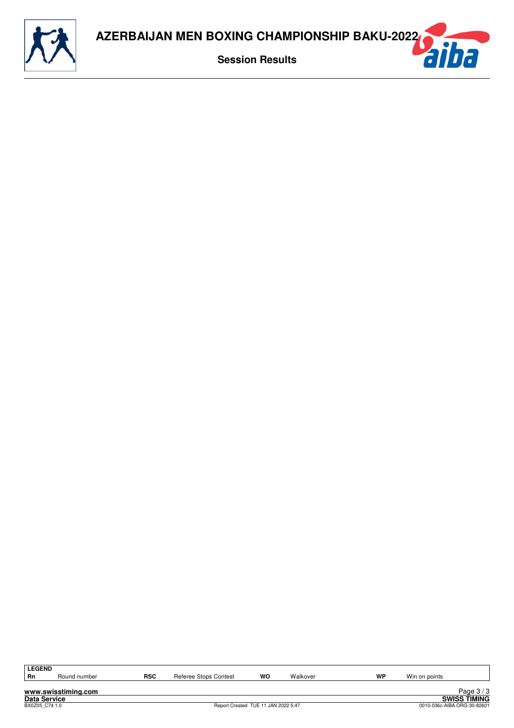# AZERBAIJAN MEN BOXING CHAMPIONSHIP BAKU-2022

## Session Results

| LEGEND | | | | | | | |
|---|---|---|---|---|---|---|---|
| Rn | Round number | RSC | Referee Stops Contest | WO | Walkover | WP | Win on points |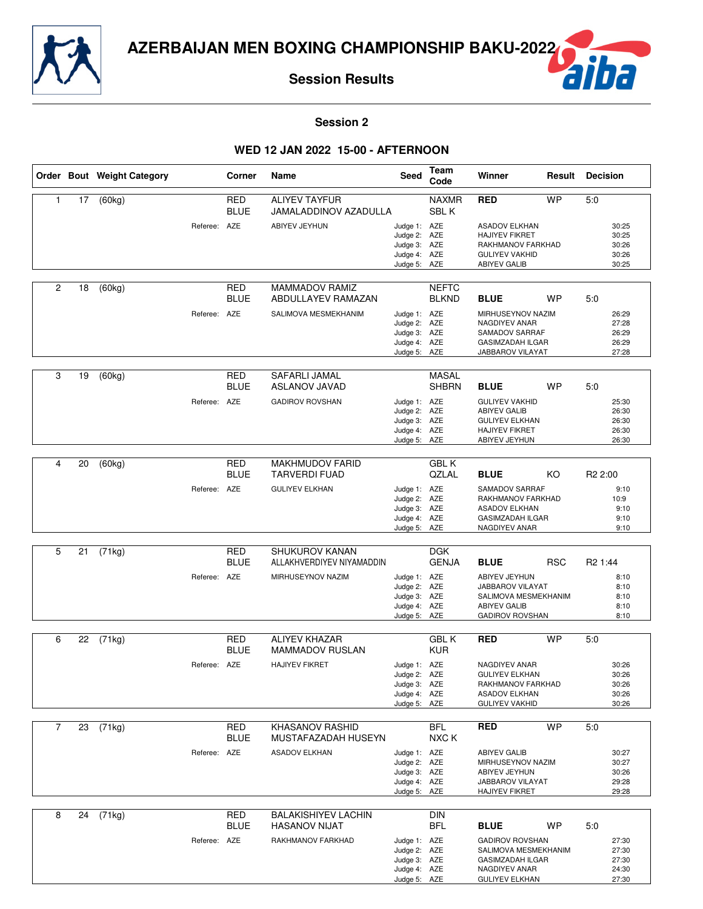# AZERBAIJAN MEN BOXING CHAMPIONSHIP BAKU-2022

## Session Results

### Session 2

### WED 12 JAN 2022 15-00 - AFTERNOON

| Order | Bout | Weight Category | Corner | Name | Seed | Team Code | Winner | Result | Decision |
|---|---|---|---|---|---|---|---|---|---|
| 1 | 17 | (60kg) | RED | ALIYEV TAYFUR | | NAXMR | **RED** | WP | 5:0 |
| | | | BLUE | JAMALADDINOV AZADULLA | | SBL K | | | |
| | | Referee: | AZE | ABIYEV JEYHUN | Judge 1: | AZE | ASADOV ELKHAN | | 30:25 |
| | | | | | Judge 2: | AZE | HAJIYEV FIKRET | | 30:25 |
| | | | | | Judge 3: | AZE | RAKHMANOV FARKHAD | | 30:26 |
| | | | | | Judge 4: | AZE | GULIYEV VAKHID | | 30:26 |
| | | | | | Judge 5: | AZE | ABIYEV GALIB | | 30:25 |
| 2 | 18 | (60kg) | RED | MAMMADOV RAMIZ | | NEFTC | | | |
| | | | BLUE | ABDULLAYEV RAMAZAN | | BLKND | **BLUE** | WP | 5:0 |
| | | Referee: | AZE | SALIMOVA MESMEKHANIM | Judge 1: | AZE | MIRHUSEYNOV NAZIM | | 26:29 |
| | | | | | Judge 2: | AZE | NAGDIYEV ANAR | | 27:28 |
| | | | | | Judge 3: | AZE | SAMADOV SARRAF | | 26:29 |
| | | | | | Judge 4: | AZE | GASIMZADAH ILGAR | | 26:29 |
| | | | | | Judge 5: | AZE | JABBAROV VILAYAT | | 27:28 |
| 3 | 19 | (60kg) | RED | SAFARLI JAMAL | | MASAL | | | |
| | | | BLUE | ASLANOV JAVAD | | SHBRN | **BLUE** | WP | 5:0 |
| | | Referee: | AZE | GADIROV ROVSHAN | Judge 1: | AZE | GULIYEV VAKHID | | 25:30 |
| | | | | | Judge 2: | AZE | ABIYEV GALIB | | 26:30 |
| | | | | | Judge 3: | AZE | GULIYEV ELKHAN | | 26:30 |
| | | | | | Judge 4: | AZE | HAJIYEV FIKRET | | 26:30 |
| | | | | | Judge 5: | AZE | ABIYEV JEYHUN | | 26:30 |
| 4 | 20 | (60kg) | RED | MAKHMUDOV FARID | | GBL K | | | |
| | | | BLUE | TARVERDI FUAD | | QZLAL | **BLUE** | KO | R2 2:00 |
| | | Referee: | AZE | GULIYEV ELKHAN | Judge 1: | AZE | SAMADOV SARRAF | | 9:10 |
| | | | | | Judge 2: | AZE | RAKHMANOV FARKHAD | | 10:9 |
| | | | | | Judge 3: | AZE | ASADOV ELKHAN | | 9:10 |
| | | | | | Judge 4: | AZE | GASIMZADAH ILGAR | | 9:10 |
| | | | | | Judge 5: | AZE | NAGDIYEV ANAR | | 9:10 |
| 5 | 21 | (71kg) | RED | SHUKUROV KANAN | | DGK | | | |
| | | | BLUE | ALLAKHVERDIYEV NIYAMADDIN | | GENJA | **BLUE** | RSC | R2 1:44 |
| | | Referee: | AZE | MIRHUSEYNOV NAZIM | Judge 1: | AZE | ABIYEV JEYHUN | | 8:10 |
| | | | | | Judge 2: | AZE | JABBAROV VILAYAT | | 8:10 |
| | | | | | Judge 3: | AZE | SALIMOVA MESMEKHANIM | | 8:10 |
| | | | | | Judge 4: | AZE | ABIYEV GALIB | | 8:10 |
| | | | | | Judge 5: | AZE | GADIROV ROVSHAN | | 8:10 |
| 6 | 22 | (71kg) | RED | ALIYEV KHAZAR | | GBL K | **RED** | WP | 5:0 |
| | | | BLUE | MAMMADOV RUSLAN | | KUR | | | |
| | | Referee: | AZE | HAJIYEV FIKRET | Judge 1: | AZE | NAGDIYEV ANAR | | 30:26 |
| | | | | | Judge 2: | AZE | GULIYEV ELKHAN | | 30:26 |
| | | | | | Judge 3: | AZE | RAKHMANOV FARKHAD | | 30:26 |
| | | | | | Judge 4: | AZE | ASADOV ELKHAN | | 30:26 |
| | | | | | Judge 5: | AZE | GULIYEV VAKHID | | 30:26 |
| 7 | 23 | (71kg) | RED | KHASANOV RASHID | | BFL | **RED** | WP | 5:0 |
| | | | BLUE | MUSTAFAZADAH HUSEYN | | NXC K | | | |
| | | Referee: | AZE | ASADOV ELKHAN | Judge 1: | AZE | ABIYEV GALIB | | 30:27 |
| | | | | | Judge 2: | AZE | MIRHUSEYNOV NAZIM | | 30:27 |
| | | | | | Judge 3: | AZE | ABIYEV JEYHUN | | 30:26 |
| | | | | | Judge 4: | AZE | JABBAROV VILAYAT | | 29:28 |
| | | | | | Judge 5: | AZE | HAJIYEV FIKRET | | 29:28 |
| 8 | 24 | (71kg) | RED | BALAKISHIYEV LACHIN | | DIN | | | |
| | | | BLUE | HASANOV NIJAT | | BFL | **BLUE** | WP | 5:0 |
| | | Referee: | AZE | RAKHMANOV FARKHAD | Judge 1: | AZE | GADIROV ROVSHAN | | 27:30 |
| | | | | | Judge 2: | AZE | SALIMOVA MESMEKHANIM | | 27:30 |
| | | | | | Judge 3: | AZE | GASIMZADAH ILGAR | | 27:30 |
| | | | | | Judge 4: | AZE | NAGDIYEV ANAR | | 24:30 |
| | | | | | Judge 5: | AZE | GULIYEV ELKHAN | | 27:30 |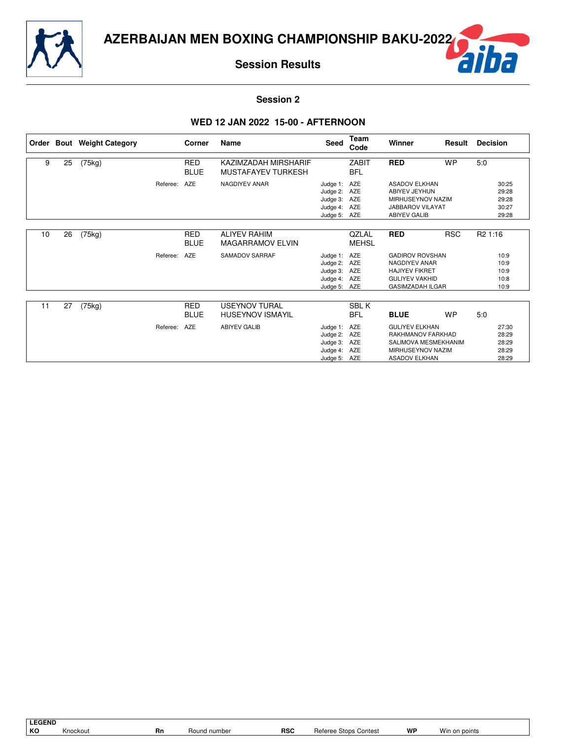# AZERBAIJAN MEN BOXING CHAMPIONSHIP BAKU-2022

## Session Results

### Session 2

### WED 12 JAN 2022 15-00 - AFTERNOON

| Order | Bout | Weight Category | Corner | Name | Seed | Team Code | Winner | Result | Decision |
|---|---|---|---|---|---|---|---|---|---|
| 9 | 25 | (75kg) | RED | KAZIMZADAH MIRSHARIF | | ZABIT | **RED** | WP | 5:0 |
| | | | BLUE | MUSTAFAYEV TURKESH | | BFL | | | |
| | | Referee: | AZE | NAGDIYEV ANAR | Judge 1: | AZE | ASADOV ELKHAN | | 30:25 |
| | | | | | Judge 2: | AZE | ABIYEV JEYHUN | | 29:28 |
| | | | | | Judge 3: | AZE | MIRHUSEYNOV NAZIM | | 29:28 |
| | | | | | Judge 4: | AZE | JABBAROV VILAYAT | | 30:27 |
| | | | | | Judge 5: | AZE | ABIYEV GALIB | | 29:28 |
| 10 | 26 | (75kg) | RED | ALIYEV RAHIM | | QZLAL | **RED** | RSC | R2 1:16 |
| | | | BLUE | MAGARRAMOV ELVIN | | MEHSL | | | |
| | | Referee: | AZE | SAMADOV SARRAF | Judge 1: | AZE | GADIROV ROVSHAN | | 10:9 |
| | | | | | Judge 2: | AZE | NAGDIYEV ANAR | | 10:9 |
| | | | | | Judge 3: | AZE | HAJIYEV FIKRET | | 10:9 |
| | | | | | Judge 4: | AZE | GULIYEV VAKHID | | 10:8 |
| | | | | | Judge 5: | AZE | GASIMZADAH ILGAR | | 10:9 |
| 11 | 27 | (75kg) | RED | USEYNOV TURAL | | SBL K | | | |
| | | | BLUE | HUSEYNOV ISMAYIL | | BFL | **BLUE** | WP | 5:0 |
| | | Referee: | AZE | ABIYEV GALIB | Judge 1: | AZE | GULIYEV ELKHAN | | 27:30 |
| | | | | | Judge 2: | AZE | RAKHMANOV FARKHAD | | 28:29 |
| | | | | | Judge 3: | AZE | SALIMOVA MESMEKHANIM | | 28:29 |
| | | | | | Judge 4: | AZE | MIRHUSEYNOV NAZIM | | 28:29 |
| | | | | | Judge 5: | AZE | ASADOV ELKHAN | | 28:29 |

**LEGEND**

| | | | | | | | |
|---|---|---|---|---|---|---|---|
| **KO** | Knockout | **Rn** | Round number | **RSC** | Referee Stops Contest | **WP** | Win on points |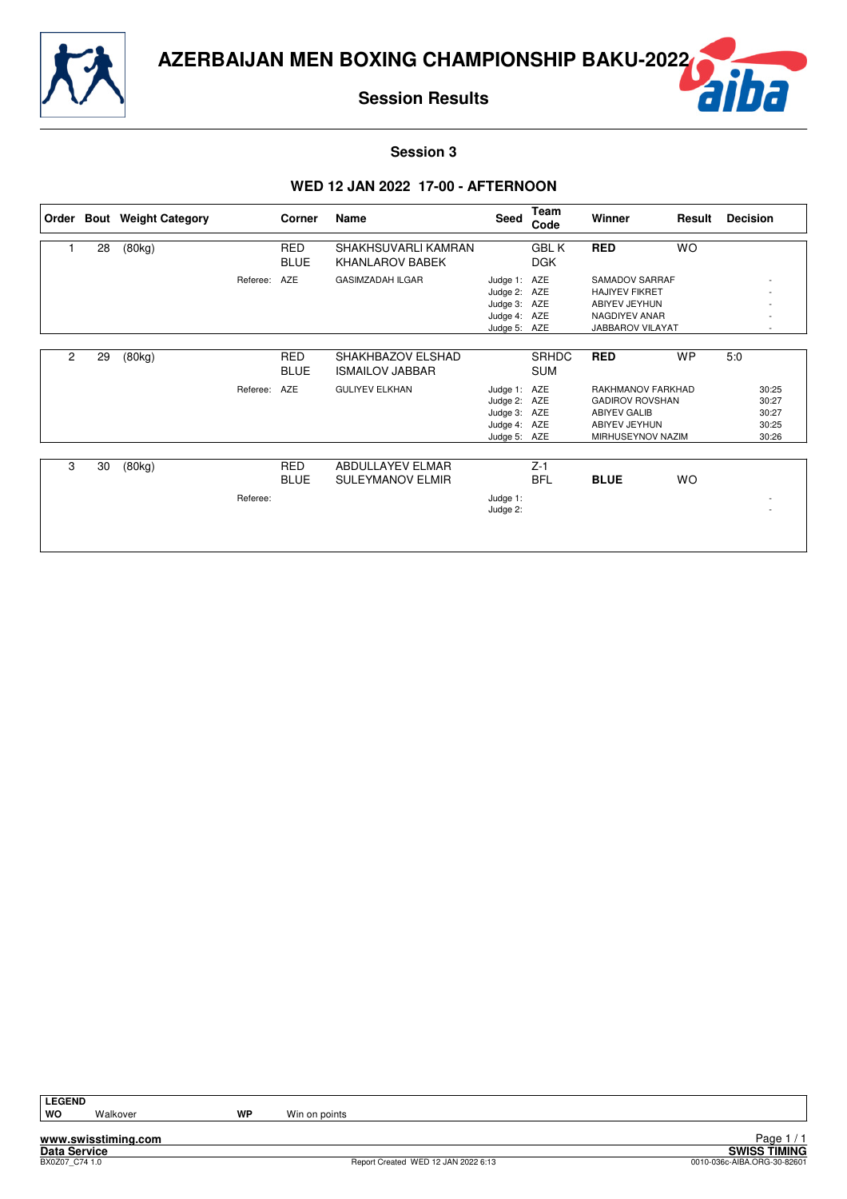# AZERBAIJAN MEN BOXING CHAMPIONSHIP BAKU-2022

## Session Results

### Session 3

### WED 12 JAN 2022 17-00 - AFTERNOON

| Order | Bout | Weight Category | Corner | Name | Seed | Team Code | Winner | Result | Decision |
|---|---|---|---|---|---|---|---|---|---|
| 1 | 28 | (80kg) | RED | SHAKHSUVARLI KAMRAN | | GBL K | **RED** | WO | |
| | | | BLUE | KHANLAROV BABEK | | DGK | | | |
| | | Referee: | AZE | GASIMZADAH ILGAR | Judge 1: | AZE | SAMADOV SARRAF | | - |
| | | | | | Judge 2: | AZE | HAJIYEV FIKRET | | - |
| | | | | | Judge 3: | AZE | ABIYEV JEYHUN | | - |
| | | | | | Judge 4: | AZE | NAGDIYEV ANAR | | - |
| | | | | | Judge 5: | AZE | JABBAROV VILAYAT | | - |
| 2 | 29 | (80kg) | RED | SHAKHBAZOV ELSHAD | | SRHDC | **RED** | WP | 5:0 |
| | | | BLUE | ISMAILOV JABBAR | | SUM | | | |
| | | Referee: | AZE | GULIYEV ELKHAN | Judge 1: | AZE | RAKHMANOV FARKHAD | | 30:25 |
| | | | | | Judge 2: | AZE | GADIROV ROVSHAN | | 30:27 |
| | | | | | Judge 3: | AZE | ABIYEV GALIB | | 30:27 |
| | | | | | Judge 4: | AZE | ABIYEV JEYHUN | | 30:25 |
| | | | | | Judge 5: | AZE | MIRHUSEYNOV NAZIM | | 30:26 |
| 3 | 30 | (80kg) | RED | ABDULLAYEV ELMAR | | Z-1 | | | |
| | | | BLUE | SULEYMANOV ELMIR | | BFL | **BLUE** | WO | |
| | | Referee: | | | Judge 1: | | | | - |
| | | | | | Judge 2: | | | | - |

**LEGEND**

| | | | |
|---|---|---|---|
| **WO** | Walkover | **WP** | Win on points |

www.swisstiming.com
Data Service
BX0Z07_C74 1.0
Report Created WED 12 JAN 2022 6:13
SWISS TIMING
0010-036c-AIBA.ORG-30-82601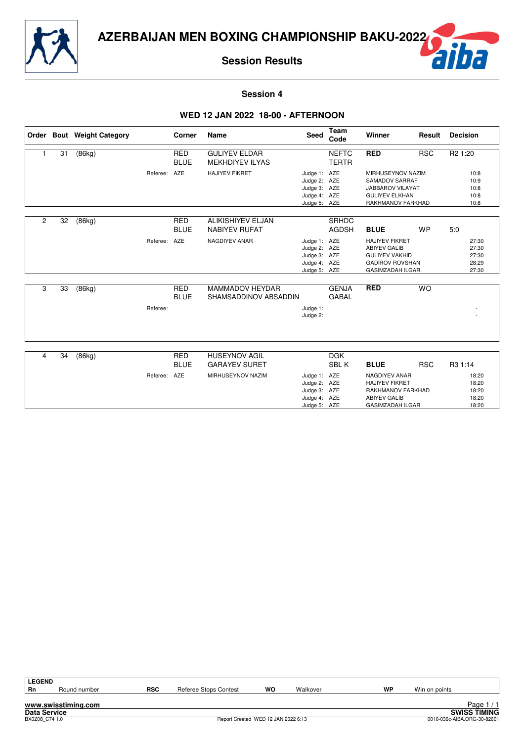# AZERBAIJAN MEN BOXING CHAMPIONSHIP BAKU-2022

## Session Results

### Session 4

### WED 12 JAN 2022 18-00 - AFTERNOON

| Order | Bout | Weight Category | Corner | Name | Seed | Team Code | Winner | Result | Decision |
|---|---|---|---|---|---|---|---|---|---|
| 1 | 31 | (86kg) | RED | GULIYEV ELDAR | | NEFTC | **RED** | RSC | R2 1:20 |
| | | | BLUE | MEKHDIYEV ILYAS | | TERTR | | | |
| | | Referee: | AZE | HAJIYEV FIKRET | Judge 1: | AZE | MIRHUSEYNOV NAZIM | | 10:8 |
| | | | | | Judge 2: | AZE | SAMADOV SARRAF | | 10:9 |
| | | | | | Judge 3: | AZE | JABBAROV VILAYAT | | 10:8 |
| | | | | | Judge 4: | AZE | GULIYEV ELKHAN | | 10:8 |
| | | | | | Judge 5: | AZE | RAKHMANOV FARKHAD | | 10:8 |
| 2 | 32 | (86kg) | RED | ALIKISHIYEV ELJAN | | SRHDC | | | |
| | | | BLUE | NABIYEV RUFAT | | AGDSH | **BLUE** | WP | 5:0 |
| | | Referee: | AZE | NAGDIYEV ANAR | Judge 1: | AZE | HAJIYEV FIKRET | | 27:30 |
| | | | | | Judge 2: | AZE | ABIYEV GALIB | | 27:30 |
| | | | | | Judge 3: | AZE | GULIYEV VAKHID | | 27:30 |
| | | | | | Judge 4: | AZE | GADIROV ROVSHAN | | 28:29 |
| | | | | | Judge 5: | AZE | GASIMZADAH ILGAR | | 27:30 |
| 3 | 33 | (86kg) | RED | MAMMADOV HEYDAR | | GENJA | **RED** | WO | |
| | | | BLUE | SHAMSADDINOV ABSADDIN | | GABAL | | | |
| | | Referee: | | | Judge 1: | | | | - |
| | | | | | Judge 2: | | | | - |
| 4 | 34 | (86kg) | RED | HUSEYNOV AGIL | | DGK | | | |
| | | | BLUE | GARAYEV SURET | | SBL K | **BLUE** | RSC | R3 1:14 |
| | | Referee: | AZE | MIRHUSEYNOV NAZIM | Judge 1: | AZE | NAGDIYEV ANAR | | 18:20 |
| | | | | | Judge 2: | AZE | HAJIYEV FIKRET | | 18:20 |
| | | | | | Judge 3: | AZE | RAKHMANOV FARKHAD | | 18:20 |
| | | | | | Judge 4: | AZE | ABIYEV GALIB | | 18:20 |
| | | | | | Judge 5: | AZE | GASIMZADAH ILGAR | | 18:20 |

| LEGEND | | | | | | | |
|---|---|---|---|---|---|---|---|
| Rn | Round number | RSC | Referee Stops Contest | WO | Walkover | WP | Win on points |

www.swisstiming.com
Data Service
BX0Z08_C74 1.0
Report Created WED 12 JAN 2022 6:13
SWISS TIMING
0010-036c-AIBA.ORG-30-82601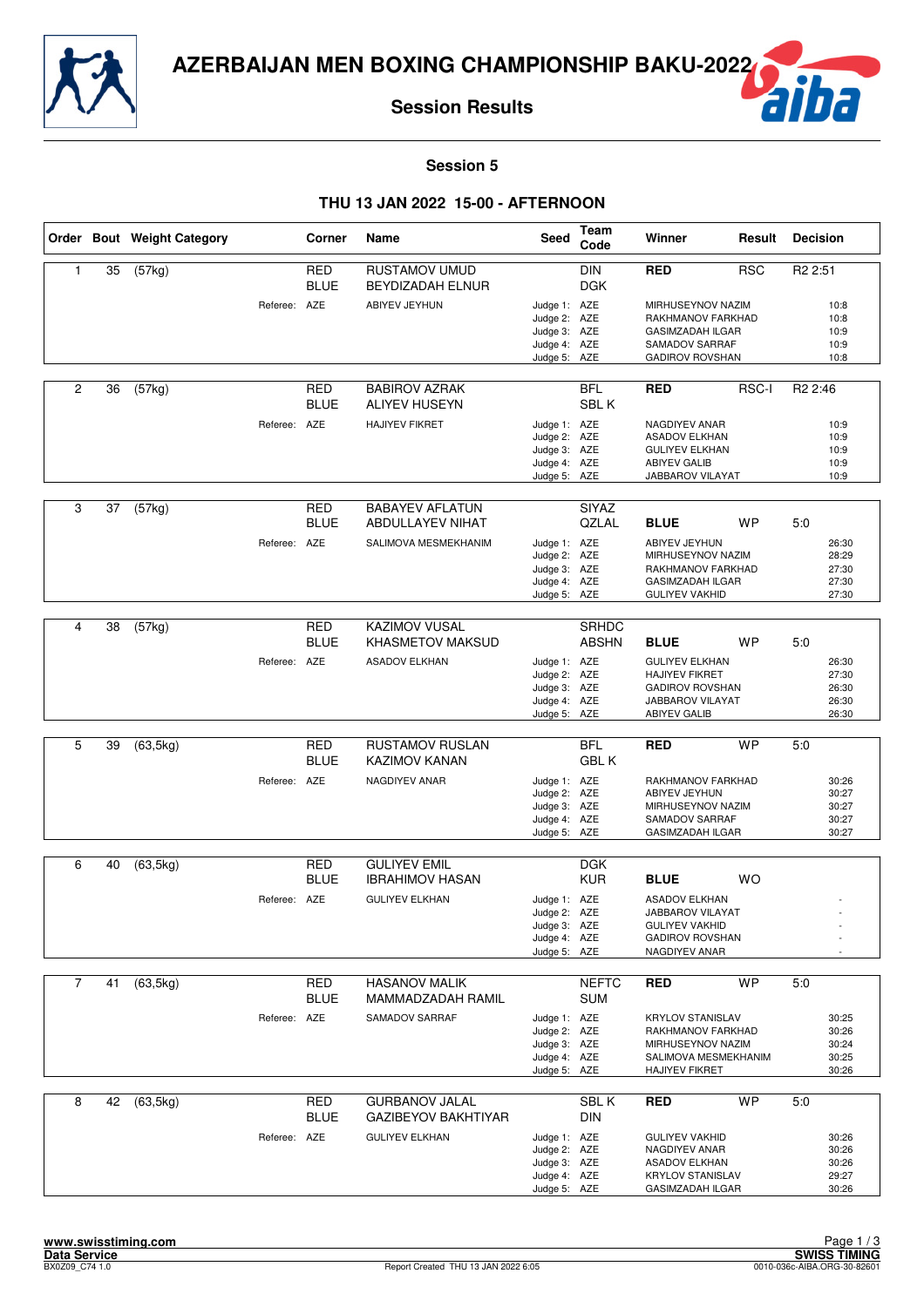# AZERBAIJAN MEN BOXING CHAMPIONSHIP BAKU-2022

## Session Results

### Session 5

### THU 13 JAN 2022 15-00 - AFTERNOON

| Order | Bout | Weight Category | Corner | Name | Seed | Team Code | Winner | Result | Decision |
|---|---|---|---|---|---|---|---|---|---|
| 1 | 35 | (57kg) | RED | RUSTAMOV UMUD | | DIN | **RED** | RSC | R2 2:51 |
| | | | BLUE | BEYDIZADAH ELNUR | | DGK | | | |
| | | Referee: | AZE | ABIYEV JEYHUN | Judge 1: | AZE | MIRHUSEYNOV NAZIM | | 10:8 |
| | | | | | Judge 2: | AZE | RAKHMANOV FARKHAD | | 10:8 |
| | | | | | Judge 3: | AZE | GASIMZADAH ILGAR | | 10:9 |
| | | | | | Judge 4: | AZE | SAMADOV SARRAF | | 10:9 |
| | | | | | Judge 5: | AZE | GADIROV ROVSHAN | | 10:8 |
| 2 | 36 | (57kg) | RED | BABIROV AZRAK | | BFL | **RED** | RSC-I | R2 2:46 |
| | | | BLUE | ALIYEV HUSEYN | | SBL K | | | |
| | | Referee: | AZE | HAJIYEV FIKRET | Judge 1: | AZE | NAGDIYEV ANAR | | 10:9 |
| | | | | | Judge 2: | AZE | ASADOV ELKHAN | | 10:9 |
| | | | | | Judge 3: | AZE | GULIYEV ELKHAN | | 10:9 |
| | | | | | Judge 4: | AZE | ABIYEV GALIB | | 10:9 |
| | | | | | Judge 5: | AZE | JABBAROV VILAYAT | | 10:9 |
| 3 | 37 | (57kg) | RED | BABAYEV AFLATUN | | SIYAZ | | | |
| | | | BLUE | ABDULLAYEV NIHAT | | QZLAL | **BLUE** | WP | 5:0 |
| | | Referee: | AZE | SALIMOVA MESMEKHANIM | Judge 1: | AZE | ABIYEV JEYHUN | | 26:30 |
| | | | | | Judge 2: | AZE | MIRHUSEYNOV NAZIM | | 28:29 |
| | | | | | Judge 3: | AZE | RAKHMANOV FARKHAD | | 27:30 |
| | | | | | Judge 4: | AZE | GASIMZADAH ILGAR | | 27:30 |
| | | | | | Judge 5: | AZE | GULIYEV VAKHID | | 27:30 |
| 4 | 38 | (57kg) | RED | KAZIMOV VUSAL | | SRHDC | | | |
| | | | BLUE | KHASMETOV MAKSUD | | ABSHN | **BLUE** | WP | 5:0 |
| | | Referee: | AZE | ASADOV ELKHAN | Judge 1: | AZE | GULIYEV ELKHAN | | 26:30 |
| | | | | | Judge 2: | AZE | HAJIYEV FIKRET | | 27:30 |
| | | | | | Judge 3: | AZE | GADIROV ROVSHAN | | 26:30 |
| | | | | | Judge 4: | AZE | JABBAROV VILAYAT | | 26:30 |
| | | | | | Judge 5: | AZE | ABIYEV GALIB | | 26:30 |
| 5 | 39 | (63,5kg) | RED | RUSTAMOV RUSLAN | | BFL | **RED** | WP | 5:0 |
| | | | BLUE | KAZIMOV KANAN | | GBL K | | | |
| | | Referee: | AZE | NAGDIYEV ANAR | Judge 1: | AZE | RAKHMANOV FARKHAD | | 30:26 |
| | | | | | Judge 2: | AZE | ABIYEV JEYHUN | | 30:27 |
| | | | | | Judge 3: | AZE | MIRHUSEYNOV NAZIM | | 30:27 |
| | | | | | Judge 4: | AZE | SAMADOV SARRAF | | 30:27 |
| | | | | | Judge 5: | AZE | GASIMZADAH ILGAR | | 30:27 |
| 6 | 40 | (63,5kg) | RED | GULIYEV EMIL | | DGK | | | |
| | | | BLUE | IBRAHIMOV HASAN | | KUR | **BLUE** | WO | |
| | | Referee: | AZE | GULIYEV ELKHAN | Judge 1: | AZE | ASADOV ELKHAN | | - |
| | | | | | Judge 2: | AZE | JABBAROV VILAYAT | | - |
| | | | | | Judge 3: | AZE | GULIYEV VAKHID | | - |
| | | | | | Judge 4: | AZE | GADIROV ROVSHAN | | - |
| | | | | | Judge 5: | AZE | NAGDIYEV ANAR | | - |
| 7 | 41 | (63,5kg) | RED | HASANOV MALIK | | NEFTC | **RED** | WP | 5:0 |
| | | | BLUE | MAMMADZADAH RAMIL | | SUM | | | |
| | | Referee: | AZE | SAMADOV SARRAF | Judge 1: | AZE | KRYLOV STANISLAV | | 30:25 |
| | | | | | Judge 2: | AZE | RAKHMANOV FARKHAD | | 30:26 |
| | | | | | Judge 3: | AZE | MIRHUSEYNOV NAZIM | | 30:24 |
| | | | | | Judge 4: | AZE | SALIMOVA MESMEKHANIM | | 30:25 |
| | | | | | Judge 5: | AZE | HAJIYEV FIKRET | | 30:26 |
| 8 | 42 | (63,5kg) | RED | GURBANOV JALAL | | SBL K | **RED** | WP | 5:0 |
| | | | BLUE | GAZIBEYOV BAKHTIYAR | | DIN | | | |
| | | Referee: | AZE | GULIYEV ELKHAN | Judge 1: | AZE | GULIYEV VAKHID | | 30:26 |
| | | | | | Judge 2: | AZE | NAGDIYEV ANAR | | 30:26 |
| | | | | | Judge 3: | AZE | ASADOV ELKHAN | | 30:26 |
| | | | | | Judge 4: | AZE | KRYLOV STANISLAV | | 29:27 |
| | | | | | Judge 5: | AZE | GASIMZADAH ILGAR | | 30:26 |

www.swisstiming.com
Data Service
BX0Z09_C74 1.0

Report Created THU 13 JAN 2022 6:05

SWISS TIMING
0010-036c-AIBA.ORG-30-82601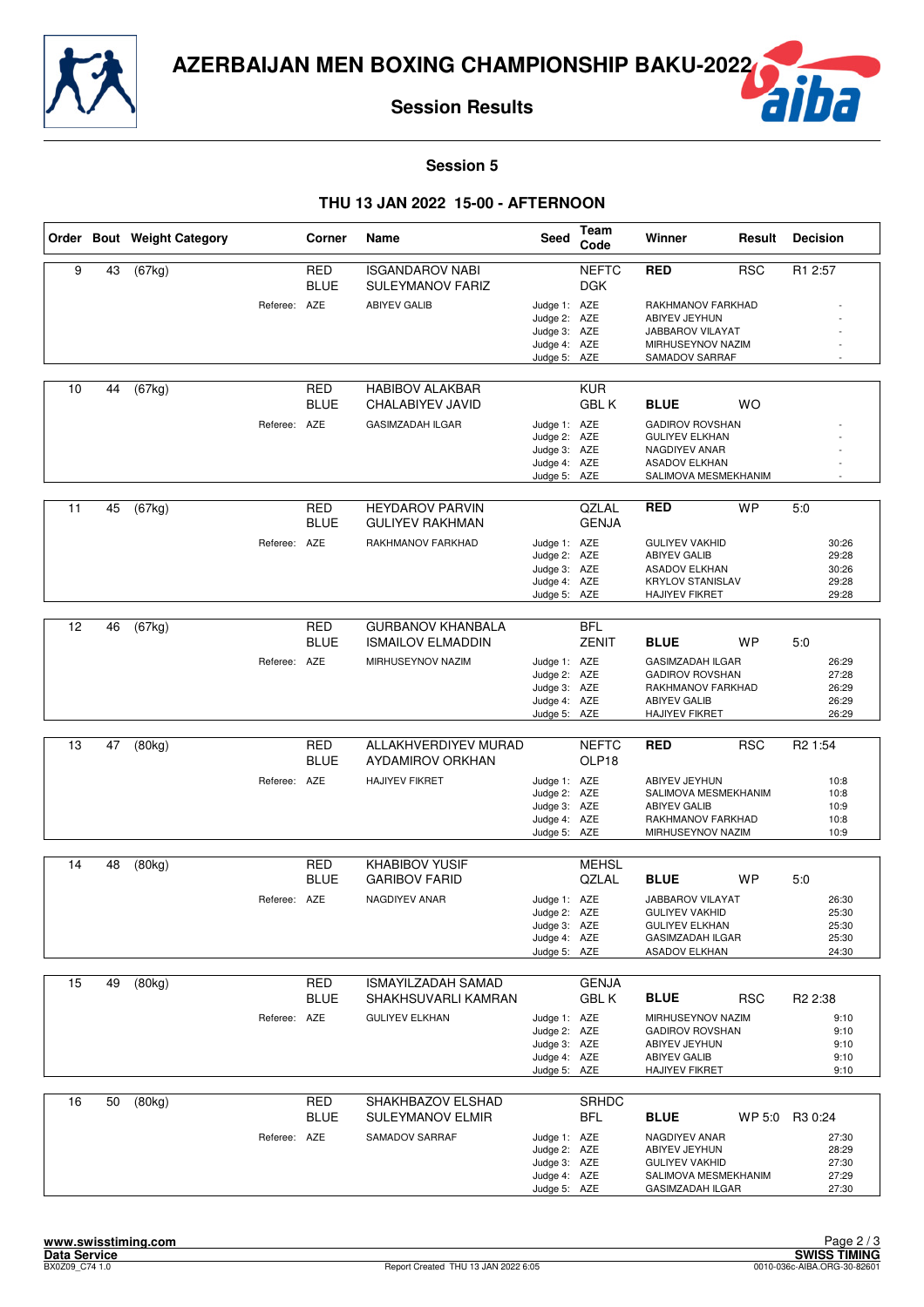# AZERBAIJAN MEN BOXING CHAMPIONSHIP BAKU-2022

## Session Results

### Session 5

### THU 13 JAN 2022 15-00 - AFTERNOON

| Order | Bout | Weight Category | Corner | Name | Seed | Team Code | Winner | Result | Decision |
|---|---|---|---|---|---|---|---|---|---|
| 9 | 43 | (67kg) | RED | ISGANDAROV NABI | | NEFTC | RED | RSC | R1 2:57 |
| | | | BLUE | SULEYMANOV FARIZ | | DGK | | | |
| | | Referee: | AZE | ABIYEV GALIB | Judge 1: | AZE | RAKHMANOV FARKHAD | | - |
| | | | | | Judge 2: | AZE | ABIYEV JEYHUN | | - |
| | | | | | Judge 3: | AZE | JABBAROV VILAYAT | | - |
| | | | | | Judge 4: | AZE | MIRHUSEYNOV NAZIM | | - |
| | | | | | Judge 5: | AZE | SAMADOV SARRAF | | - |
| 10 | 44 | (67kg) | RED | HABIBOV ALAKBAR | | KUR | | | |
| | | | BLUE | CHALABIYEV JAVID | | GBL K | BLUE | WO | |
| | | Referee: | AZE | GASIMZADAH ILGAR | Judge 1: | AZE | GADIROV ROVSHAN | | - |
| | | | | | Judge 2: | AZE | GULIYEV ELKHAN | | - |
| | | | | | Judge 3: | AZE | NAGDIYEV ANAR | | - |
| | | | | | Judge 4: | AZE | ASADOV ELKHAN | | - |
| | | | | | Judge 5: | AZE | SALIMOVA MESMEKHANIM | | - |
| 11 | 45 | (67kg) | RED | HEYDAROV PARVIN | | QZLAL | RED | WP | 5:0 |
| | | | BLUE | GULIYEV RAKHMAN | | GENJA | | | |
| | | Referee: | AZE | RAKHMANOV FARKHAD | Judge 1: | AZE | GULIYEV VAKHID | | 30:26 |
| | | | | | Judge 2: | AZE | ABIYEV GALIB | | 29:28 |
| | | | | | Judge 3: | AZE | ASADOV ELKHAN | | 30:26 |
| | | | | | Judge 4: | AZE | KRYLOV STANISLAV | | 29:28 |
| | | | | | Judge 5: | AZE | HAJIYEV FIKRET | | 29:28 |
| 12 | 46 | (67kg) | RED | GURBANOV KHANBALA | | BFL | | | |
| | | | BLUE | ISMAILOV ELMADDIN | | ZENIT | BLUE | WP | 5:0 |
| | | Referee: | AZE | MIRHUSEYNOV NAZIM | Judge 1: | AZE | GASIMZADAH ILGAR | | 26:29 |
| | | | | | Judge 2: | AZE | GADIROV ROVSHAN | | 27:28 |
| | | | | | Judge 3: | AZE | RAKHMANOV FARKHAD | | 26:29 |
| | | | | | Judge 4: | AZE | ABIYEV GALIB | | 26:29 |
| | | | | | Judge 5: | AZE | HAJIYEV FIKRET | | 26:29 |
| 13 | 47 | (80kg) | RED | ALLAKHVERDIYEV MURAD | | NEFTC | RED | RSC | R2 1:54 |
| | | | BLUE | AYDAMIROV ORKHAN | | OLP18 | | | |
| | | Referee: | AZE | HAJIYEV FIKRET | Judge 1: | AZE | ABIYEV JEYHUN | | 10:8 |
| | | | | | Judge 2: | AZE | SALIMOVA MESMEKHANIM | | 10:8 |
| | | | | | Judge 3: | AZE | ABIYEV GALIB | | 10:9 |
| | | | | | Judge 4: | AZE | RAKHMANOV FARKHAD | | 10:8 |
| | | | | | Judge 5: | AZE | MIRHUSEYNOV NAZIM | | 10:9 |
| 14 | 48 | (80kg) | RED | KHABIBOV YUSIF | | MEHSL | | | |
| | | | BLUE | GARIBOV FARID | | QZLAL | BLUE | WP | 5:0 |
| | | Referee: | AZE | NAGDIYEV ANAR | Judge 1: | AZE | JABBAROV VILAYAT | | 26:30 |
| | | | | | Judge 2: | AZE | GULIYEV VAKHID | | 25:30 |
| | | | | | Judge 3: | AZE | GULIYEV ELKHAN | | 25:30 |
| | | | | | Judge 4: | AZE | GASIMZADAH ILGAR | | 25:30 |
| | | | | | Judge 5: | AZE | ASADOV ELKHAN | | 24:30 |
| 15 | 49 | (80kg) | RED | ISMAYILZADAH SAMAD | | GENJA | | | |
| | | | BLUE | SHAKHSUVARLI KAMRAN | | GBL K | BLUE | RSC | R2 2:38 |
| | | Referee: | AZE | GULIYEV ELKHAN | Judge 1: | AZE | MIRHUSEYNOV NAZIM | | 9:10 |
| | | | | | Judge 2: | AZE | GADIROV ROVSHAN | | 9:10 |
| | | | | | Judge 3: | AZE | ABIYEV JEYHUN | | 9:10 |
| | | | | | Judge 4: | AZE | ABIYEV GALIB | | 9:10 |
| | | | | | Judge 5: | AZE | HAJIYEV FIKRET | | 9:10 |
| 16 | 50 | (80kg) | RED | SHAKHBAZOV ELSHAD | | SRHDC | | | |
| | | | BLUE | SULEYMANOV ELMIR | | BFL | BLUE | WP 5:0 | R3 0:24 |
| | | Referee: | AZE | SAMADOV SARRAF | Judge 1: | AZE | NAGDIYEV ANAR | | 27:30 |
| | | | | | Judge 2: | AZE | ABIYEV JEYHUN | | 28:29 |
| | | | | | Judge 3: | AZE | GULIYEV VAKHID | | 27:30 |
| | | | | | Judge 4: | AZE | SALIMOVA MESMEKHANIM | | 27:29 |
| | | | | | Judge 5: | AZE | GASIMZADAH ILGAR | | 27:30 |

www.swisstiming.com
Data Service
BX0Z09_C74 1.0 Report Created THU 13 JAN 2022 6:05
SWISS TIMING
0010-036c-AIBA.ORG-30-82601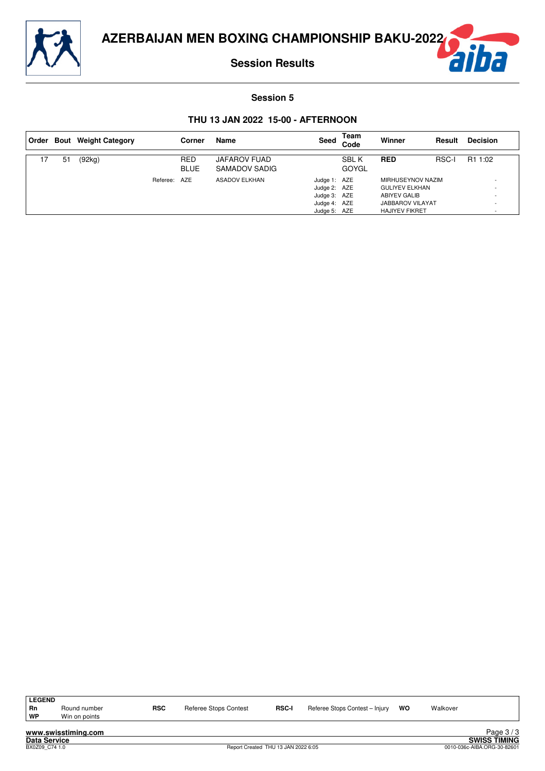# AZERBAIJAN MEN BOXING CHAMPIONSHIP BAKU-2022

## Session Results

### Session 5

### THU 13 JAN 2022 15-00 - AFTERNOON

| Order | Bout | Weight Category | | Corner | Name | Seed | Team Code | Winner | Result | Decision |
|---|---|---|---|---|---|---|---|---|---|---|
| 17 | 51 | (92kg) | | RED<br>BLUE | JAFAROV FUAD<br>SAMADOV SADIG | | SBL K<br>GOYGL | **RED** | RSC-I | R1 1:02 |
| | | | Referee: | AZE | ASADOV ELKHAN | Judge 1:<br>Judge 2:<br>Judge 3:<br>Judge 4:<br>Judge 5: | AZE<br>AZE<br>AZE<br>AZE<br>AZE | MIRHUSEYNOV NAZIM<br>GULIYEV ELKHAN<br>ABIYEV GALIB<br>JABBAROV VILAYAT<br>HAJIYEV FIKRET | | -<br>-<br>-<br>-<br>- |

**LEGEND**

| | | | | | | | |
|---|---|---|---|---|---|---|---|
| **Rn** | Round number | **RSC** | Referee Stops Contest | **RSC-I** | Referee Stops Contest – Injury | **WO** | Walkover |
| **WP** | Win on points | | | | | | |

www.swisstiming.com
Data Service
BX0Z09_C74 1.0
Report Created THU 13 JAN 2022 6:05
SWISS TIMING
0010-036c-AIBA.ORG-30-82601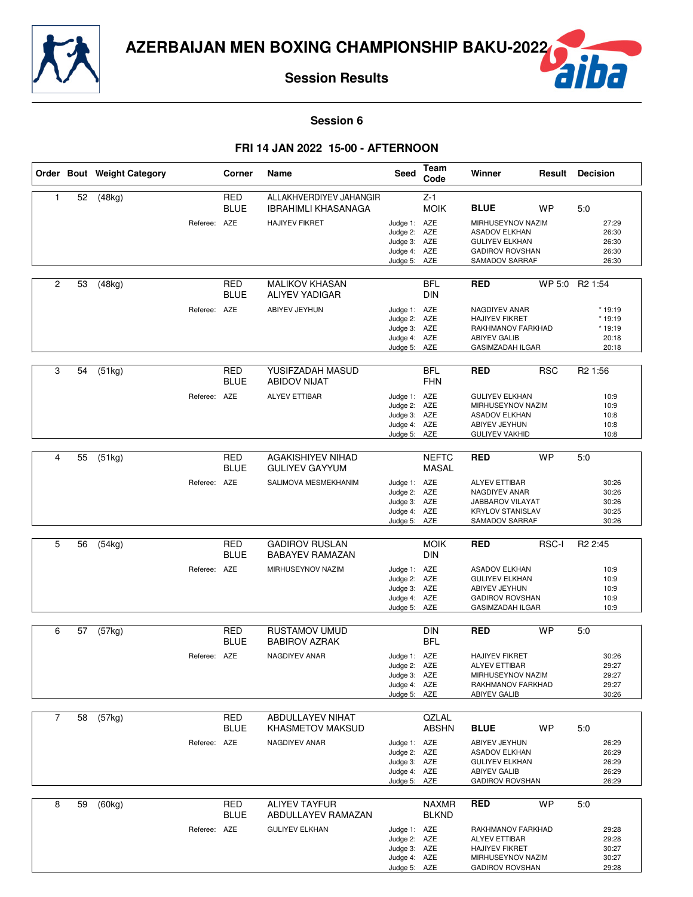# AZERBAIJAN MEN BOXING CHAMPIONSHIP BAKU-2022

## Session Results

### Session 6

### FRI 14 JAN 2022 15-00 - AFTERNOON

| Order | Bout | Weight Category | Corner | Name | Seed | Team Code | Winner | Result | Decision |
|---|---|---|---|---|---|---|---|---|---|
| 1 | 52 | (48kg) | RED | ALLAKHVERDIYEV JAHANGIR | | Z-1 | | | |
| | | | BLUE | IBRAHIMLI KHASANAGA | | MOIK | **BLUE** | WP | 5:0 |
| | | Referee: | AZE | HAJIYEV FIKRET | Judge 1: | AZE | MIRHUSEYNOV NAZIM | | 27:29 |
| | | | | | Judge 2: | AZE | ASADOV ELKHAN | | 26:30 |
| | | | | | Judge 3: | AZE | GULIYEV ELKHAN | | 26:30 |
| | | | | | Judge 4: | AZE | GADIROV ROVSHAN | | 26:30 |
| | | | | | Judge 5: | AZE | SAMADOV SARRAF | | 26:30 |
| 2 | 53 | (48kg) | RED | MALIKOV KHASAN | | BFL | **RED** | WP 5:0 | R2 1:54 |
| | | | BLUE | ALIYEV YADIGAR | | DIN | | | |
| | | Referee: | AZE | ABIYEV JEYHUN | Judge 1: | AZE | NAGDIYEV ANAR | | * 19:19 |
| | | | | | Judge 2: | AZE | HAJIYEV FIKRET | | * 19:19 |
| | | | | | Judge 3: | AZE | RAKHMANOV FARKHAD | | * 19:19 |
| | | | | | Judge 4: | AZE | ABIYEV GALIB | | 20:18 |
| | | | | | Judge 5: | AZE | GASIMZADAH ILGAR | | 20:18 |
| 3 | 54 | (51kg) | RED | YUSIFZADAH MASUD | | BFL | **RED** | RSC | R2 1:56 |
| | | | BLUE | ABIDOV NIJAT | | FHN | | | |
| | | Referee: | AZE | ALYEV ETTIBAR | Judge 1: | AZE | GULIYEV ELKHAN | | 10:9 |
| | | | | | Judge 2: | AZE | MIRHUSEYNOV NAZIM | | 10:9 |
| | | | | | Judge 3: | AZE | ASADOV ELKHAN | | 10:8 |
| | | | | | Judge 4: | AZE | ABIYEV JEYHUN | | 10:8 |
| | | | | | Judge 5: | AZE | GULIYEV VAKHID | | 10:8 |
| 4 | 55 | (51kg) | RED | AGAKISHIYEV NIHAD | | NEFTC | **RED** | WP | 5:0 |
| | | | BLUE | GULIYEV GAYYUM | | MASAL | | | |
| | | Referee: | AZE | SALIMOVA MESMEKHANIM | Judge 1: | AZE | ALYEV ETTIBAR | | 30:26 |
| | | | | | Judge 2: | AZE | NAGDIYEV ANAR | | 30:26 |
| | | | | | Judge 3: | AZE | JABBAROV VILAYAT | | 30:26 |
| | | | | | Judge 4: | AZE | KRYLOV STANISLAV | | 30:25 |
| | | | | | Judge 5: | AZE | SAMADOV SARRAF | | 30:26 |
| 5 | 56 | (54kg) | RED | GADIROV RUSLAN | | MOIK | **RED** | RSC-I | R2 2:45 |
| | | | BLUE | BABAYEV RAMAZAN | | DIN | | | |
| | | Referee: | AZE | MIRHUSEYNOV NAZIM | Judge 1: | AZE | ASADOV ELKHAN | | 10:9 |
| | | | | | Judge 2: | AZE | GULIYEV ELKHAN | | 10:9 |
| | | | | | Judge 3: | AZE | ABIYEV JEYHUN | | 10:9 |
| | | | | | Judge 4: | AZE | GADIROV ROVSHAN | | 10:9 |
| | | | | | Judge 5: | AZE | GASIMZADAH ILGAR | | 10:9 |
| 6 | 57 | (57kg) | RED | RUSTAMOV UMUD | | DIN | **RED** | WP | 5:0 |
| | | | BLUE | BABIROV AZRAK | | BFL | | | |
| | | Referee: | AZE | NAGDIYEV ANAR | Judge 1: | AZE | HAJIYEV FIKRET | | 30:26 |
| | | | | | Judge 2: | AZE | ALYEV ETTIBAR | | 29:27 |
| | | | | | Judge 3: | AZE | MIRHUSEYNOV NAZIM | | 29:27 |
| | | | | | Judge 4: | AZE | RAKHMANOV FARKHAD | | 29:27 |
| | | | | | Judge 5: | AZE | ABIYEV GALIB | | 30:26 |
| 7 | 58 | (57kg) | RED | ABDULLAYEV NIHAT | | QZLAL | | | |
| | | | BLUE | KHASMETOV MAKSUD | | ABSHN | **BLUE** | WP | 5:0 |
| | | Referee: | AZE | NAGDIYEV ANAR | Judge 1: | AZE | ABIYEV JEYHUN | | 26:29 |
| | | | | | Judge 2: | AZE | ASADOV ELKHAN | | 26:29 |
| | | | | | Judge 3: | AZE | GULIYEV ELKHAN | | 26:29 |
| | | | | | Judge 4: | AZE | ABIYEV GALIB | | 26:29 |
| | | | | | Judge 5: | AZE | GADIROV ROVSHAN | | 26:29 |
| 8 | 59 | (60kg) | RED | ALIYEV TAYFUR | | NAXMR | **RED** | WP | 5:0 |
| | | | BLUE | ABDULLAYEV RAMAZAN | | BLKND | | | |
| | | Referee: | AZE | GULIYEV ELKHAN | Judge 1: | AZE | RAKHMANOV FARKHAD | | 29:28 |
| | | | | | Judge 2: | AZE | ALYEV ETTIBAR | | 29:28 |
| | | | | | Judge 3: | AZE | HAJIYEV FIKRET | | 30:27 |
| | | | | | Judge 4: | AZE | MIRHUSEYNOV NAZIM | | 30:27 |
| | | | | | Judge 5: | AZE | GADIROV ROVSHAN | | 29:28 |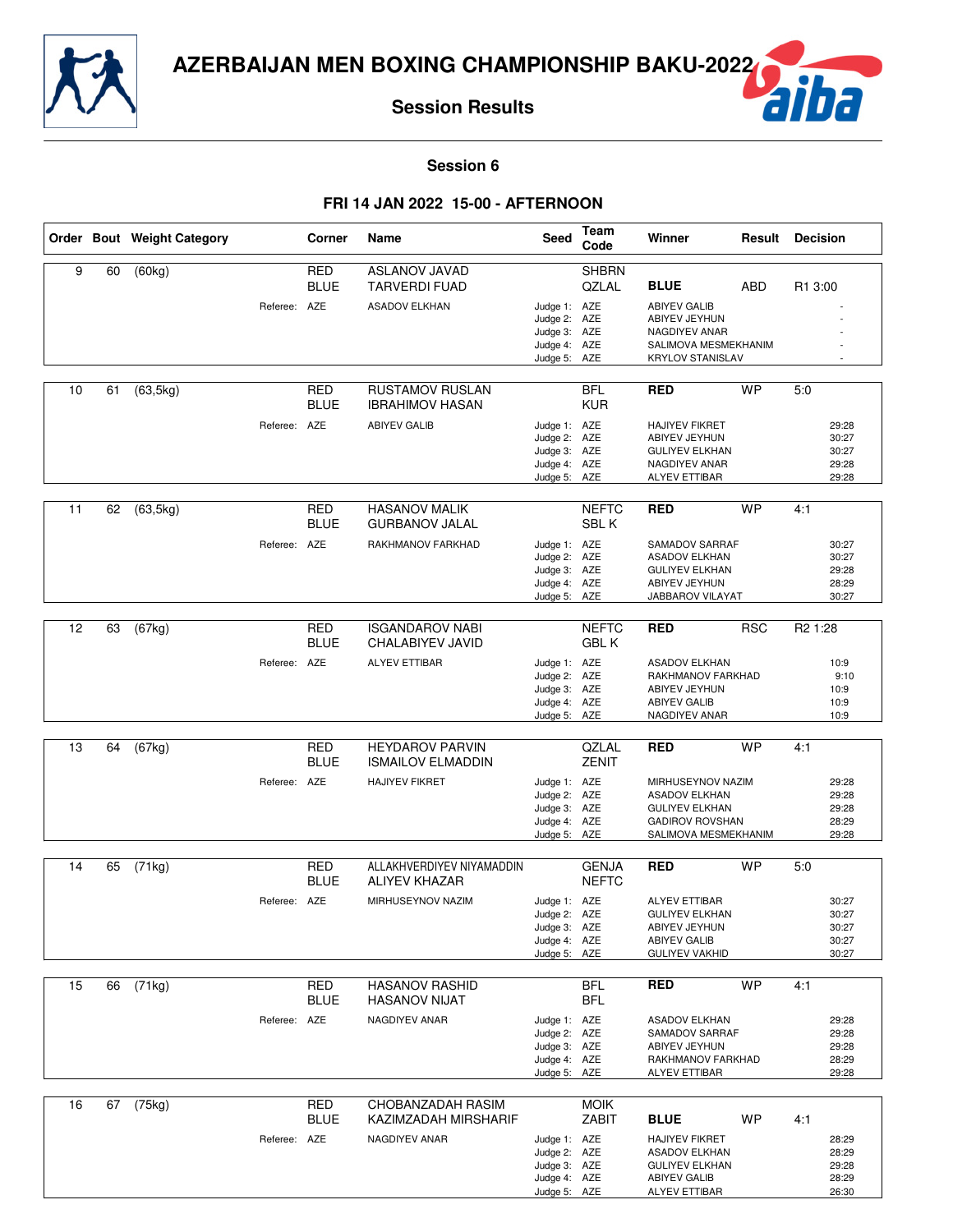# AZERBAIJAN MEN BOXING CHAMPIONSHIP BAKU-2022

## Session Results

### Session 6

### FRI 14 JAN 2022 15-00 - AFTERNOON

| Order | Bout | Weight Category | Corner | Name | Seed | Team Code | Winner | Result | Decision |
|---|---|---|---|---|---|---|---|---|---|
| 9 | 60 | (60kg) | RED | ASLANOV JAVAD | | SHBRN | | | |
| | | | BLUE | TARVERDI FUAD | | QZLAL | BLUE | ABD | R1 3:00 |
| | | | Referee: AZE | ASADOV ELKHAN | Judge 1: | AZE | ABIYEV GALIB | | - |
| | | | | | Judge 2: | AZE | ABIYEV JEYHUN | | - |
| | | | | | Judge 3: | AZE | NAGDIYEV ANAR | | - |
| | | | | | Judge 4: | AZE | SALIMOVA MESMEKHANIM | | - |
| | | | | | Judge 5: | AZE | KRYLOV STANISLAV | | - |
| 10 | 61 | (63,5kg) | RED | RUSTAMOV RUSLAN | | BFL | RED | WP | 5:0 |
| | | | BLUE | IBRAHIMOV HASAN | | KUR | | | |
| | | | Referee: AZE | ABIYEV GALIB | Judge 1: | AZE | HAJIYEV FIKRET | | 29:28 |
| | | | | | Judge 2: | AZE | ABIYEV JEYHUN | | 30:27 |
| | | | | | Judge 3: | AZE | GULIYEV ELKHAN | | 30:27 |
| | | | | | Judge 4: | AZE | NAGDIYEV ANAR | | 29:28 |
| | | | | | Judge 5: | AZE | ALYEV ETTIBAR | | 29:28 |
| 11 | 62 | (63,5kg) | RED | HASANOV MALIK | | NEFTC | RED | WP | 4:1 |
| | | | BLUE | GURBANOV JALAL | | SBL K | | | |
| | | | Referee: AZE | RAKHMANOV FARKHAD | Judge 1: | AZE | SAMADOV SARRAF | | 30:27 |
| | | | | | Judge 2: | AZE | ASADOV ELKHAN | | 30:27 |
| | | | | | Judge 3: | AZE | GULIYEV ELKHAN | | 29:28 |
| | | | | | Judge 4: | AZE | ABIYEV JEYHUN | | 28:29 |
| | | | | | Judge 5: | AZE | JABBAROV VILAYAT | | 30:27 |
| 12 | 63 | (67kg) | RED | ISGANDAROV NABI | | NEFTC | RED | RSC | R2 1:28 |
| | | | BLUE | CHALABIYEV JAVID | | GBL K | | | |
| | | | Referee: AZE | ALYEV ETTIBAR | Judge 1: | AZE | ASADOV ELKHAN | | 10:9 |
| | | | | | Judge 2: | AZE | RAKHMANOV FARKHAD | | 9:10 |
| | | | | | Judge 3: | AZE | ABIYEV JEYHUN | | 10:9 |
| | | | | | Judge 4: | AZE | ABIYEV GALIB | | 10:9 |
| | | | | | Judge 5: | AZE | NAGDIYEV ANAR | | 10:9 |
| 13 | 64 | (67kg) | RED | HEYDAROV PARVIN | | QZLAL | RED | WP | 4:1 |
| | | | BLUE | ISMAILOV ELMADDIN | | ZENIT | | | |
| | | | Referee: AZE | HAJIYEV FIKRET | Judge 1: | AZE | MIRHUSEYNOV NAZIM | | 29:28 |
| | | | | | Judge 2: | AZE | ASADOV ELKHAN | | 29:28 |
| | | | | | Judge 3: | AZE | GULIYEV ELKHAN | | 29:28 |
| | | | | | Judge 4: | AZE | GADIROV ROVSHAN | | 28:29 |
| | | | | | Judge 5: | AZE | SALIMOVA MESMEKHANIM | | 29:28 |
| 14 | 65 | (71kg) | RED | ALLAKHVERDIYEV NIYAMADDIN | | GENJA | RED | WP | 5:0 |
| | | | BLUE | ALIYEV KHAZAR | | NEFTC | | | |
| | | | Referee: AZE | MIRHUSEYNOV NAZIM | Judge 1: | AZE | ALYEV ETTIBAR | | 30:27 |
| | | | | | Judge 2: | AZE | GULIYEV ELKHAN | | 30:27 |
| | | | | | Judge 3: | AZE | ABIYEV JEYHUN | | 30:27 |
| | | | | | Judge 4: | AZE | ABIYEV GALIB | | 30:27 |
| | | | | | Judge 5: | AZE | GULIYEV VAKHID | | 30:27 |
| 15 | 66 | (71kg) | RED | HASANOV RASHID | | BFL | RED | WP | 4:1 |
| | | | BLUE | HASANOV NIJAT | | BFL | | | |
| | | | Referee: AZE | NAGDIYEV ANAR | Judge 1: | AZE | ASADOV ELKHAN | | 29:28 |
| | | | | | Judge 2: | AZE | SAMADOV SARRAF | | 29:28 |
| | | | | | Judge 3: | AZE | ABIYEV JEYHUN | | 29:28 |
| | | | | | Judge 4: | AZE | RAKHMANOV FARKHAD | | 28:29 |
| | | | | | Judge 5: | AZE | ALYEV ETTIBAR | | 29:28 |
| 16 | 67 | (75kg) | RED | CHOBANZADAH RASIM | | MOIK | | | |
| | | | BLUE | KAZIMZADAH MIRSHARIF | | ZABIT | BLUE | WP | 4:1 |
| | | | Referee: AZE | NAGDIYEV ANAR | Judge 1: | AZE | HAJIYEV FIKRET | | 28:29 |
| | | | | | Judge 2: | AZE | ASADOV ELKHAN | | 28:29 |
| | | | | | Judge 3: | AZE | GULIYEV ELKHAN | | 29:28 |
| | | | | | Judge 4: | AZE | ABIYEV GALIB | | 28:29 |
| | | | | | Judge 5: | AZE | ALYEV ETTIBAR | | 26:30 |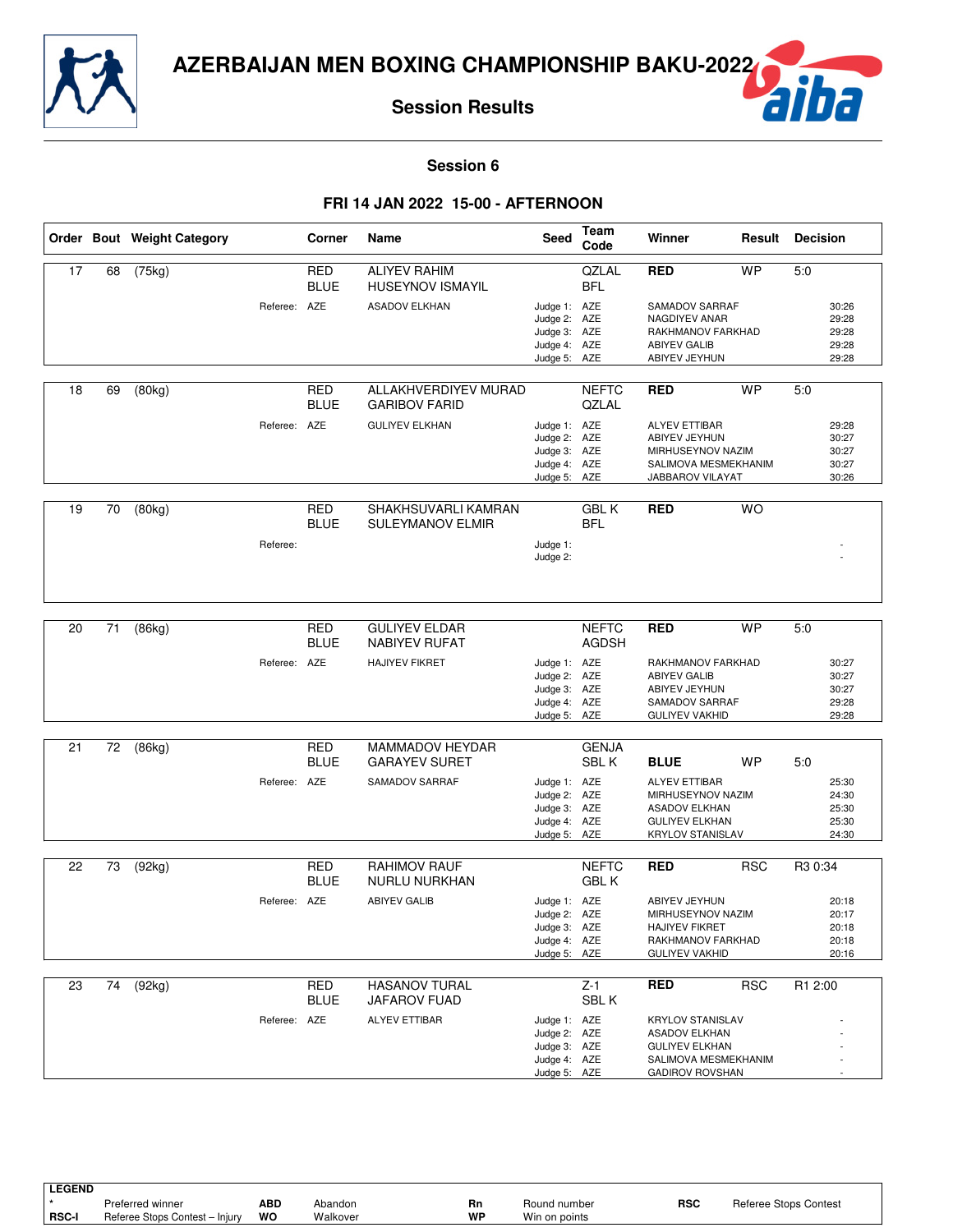# AZERBAIJAN MEN BOXING CHAMPIONSHIP BAKU-2022

## Session Results

### Session 6

### FRI 14 JAN 2022 15-00 - AFTERNOON

| Order | Bout | Weight Category | Corner | Name | Seed | Team Code | Winner | Result | Decision |
|---|---|---|---|---|---|---|---|---|---|
| 17 | 68 | (75kg) | RED | ALIYEV RAHIM | | QZLAL | RED | WP | 5:0 |
| | | | BLUE | HUSEYNOV ISMAYIL | | BFL | | | |
| | | Referee: | AZE | ASADOV ELKHAN | Judge 1: | AZE | SAMADOV SARRAF | | 30:26 |
| | | | | | Judge 2: | AZE | NAGDIYEV ANAR | | 29:28 |
| | | | | | Judge 3: | AZE | RAKHMANOV FARKHAD | | 29:28 |
| | | | | | Judge 4: | AZE | ABIYEV GALIB | | 29:28 |
| | | | | | Judge 5: | AZE | ABIYEV JEYHUN | | 29:28 |
| 18 | 69 | (80kg) | RED | ALLAKHVERDIYEV MURAD | | NEFTC | RED | WP | 5:0 |
| | | | BLUE | GARIBOV FARID | | QZLAL | | | |
| | | Referee: | AZE | GULIYEV ELKHAN | Judge 1: | AZE | ALYEV ETTIBAR | | 29:28 |
| | | | | | Judge 2: | AZE | ABIYEV JEYHUN | | 30:27 |
| | | | | | Judge 3: | AZE | MIRHUSEYNOV NAZIM | | 30:27 |
| | | | | | Judge 4: | AZE | SALIMOVA MESMEKHANIM | | 30:27 |
| | | | | | Judge 5: | AZE | JABBAROV VILAYAT | | 30:26 |
| 19 | 70 | (80kg) | RED | SHAKHSUVARLI KAMRAN | | GBL K | RED | WO | |
| | | | BLUE | SULEYMANOV ELMIR | | BFL | | | |
| | | Referee: | | | Judge 1: | | | | - |
| | | | | | Judge 2: | | | | - |
| 20 | 71 | (86kg) | RED | GULIYEV ELDAR | | NEFTC | RED | WP | 5:0 |
| | | | BLUE | NABIYEV RUFAT | | AGDSH | | | |
| | | Referee: | AZE | HAJIYEV FIKRET | Judge 1: | AZE | RAKHMANOV FARKHAD | | 30:27 |
| | | | | | Judge 2: | AZE | ABIYEV GALIB | | 30:27 |
| | | | | | Judge 3: | AZE | ABIYEV JEYHUN | | 30:27 |
| | | | | | Judge 4: | AZE | SAMADOV SARRAF | | 29:28 |
| | | | | | Judge 5: | AZE | GULIYEV VAKHID | | 29:28 |
| 21 | 72 | (86kg) | RED | MAMMADOV HEYDAR | | GENJA | | | |
| | | | BLUE | GARAYEV SURET | | SBL K | BLUE | WP | 5:0 |
| | | Referee: | AZE | SAMADOV SARRAF | Judge 1: | AZE | ALYEV ETTIBAR | | 25:30 |
| | | | | | Judge 2: | AZE | MIRHUSEYNOV NAZIM | | 24:30 |
| | | | | | Judge 3: | AZE | ASADOV ELKHAN | | 25:30 |
| | | | | | Judge 4: | AZE | GULIYEV ELKHAN | | 25:30 |
| | | | | | Judge 5: | AZE | KRYLOV STANISLAV | | 24:30 |
| 22 | 73 | (92kg) | RED | RAHIMOV RAUF | | NEFTC | RED | RSC | R3 0:34 |
| | | | BLUE | NURLU NURKHAN | | GBL K | | | |
| | | Referee: | AZE | ABIYEV GALIB | Judge 1: | AZE | ABIYEV JEYHUN | | 20:18 |
| | | | | | Judge 2: | AZE | MIRHUSEYNOV NAZIM | | 20:17 |
| | | | | | Judge 3: | AZE | HAJIYEV FIKRET | | 20:18 |
| | | | | | Judge 4: | AZE | RAKHMANOV FARKHAD | | 20:18 |
| | | | | | Judge 5: | AZE | GULIYEV VAKHID | | 20:16 |
| 23 | 74 | (92kg) | RED | HASANOV TURAL | | Z-1 | RED | RSC | R1 2:00 |
| | | | BLUE | JAFAROV FUAD | | SBL K | | | |
| | | Referee: | AZE | ALYEV ETTIBAR | Judge 1: | AZE | KRYLOV STANISLAV | | - |
| | | | | | Judge 2: | AZE | ASADOV ELKHAN | | - |
| | | | | | Judge 3: | AZE | GULIYEV ELKHAN | | - |
| | | | | | Judge 4: | AZE | SALIMOVA MESMEKHANIM | | - |
| | | | | | Judge 5: | AZE | GADIROV ROVSHAN | | - |

**LEGEND**

| | | | | | | | |
|---|---|---|---|---|---|---|---|
| * | Preferred winner | ABD | Abandon | Rn | Round number | RSC | Referee Stops Contest |
| RSC-I | Referee Stops Contest – Injury | WO | Walkover | WP | Win on points | | |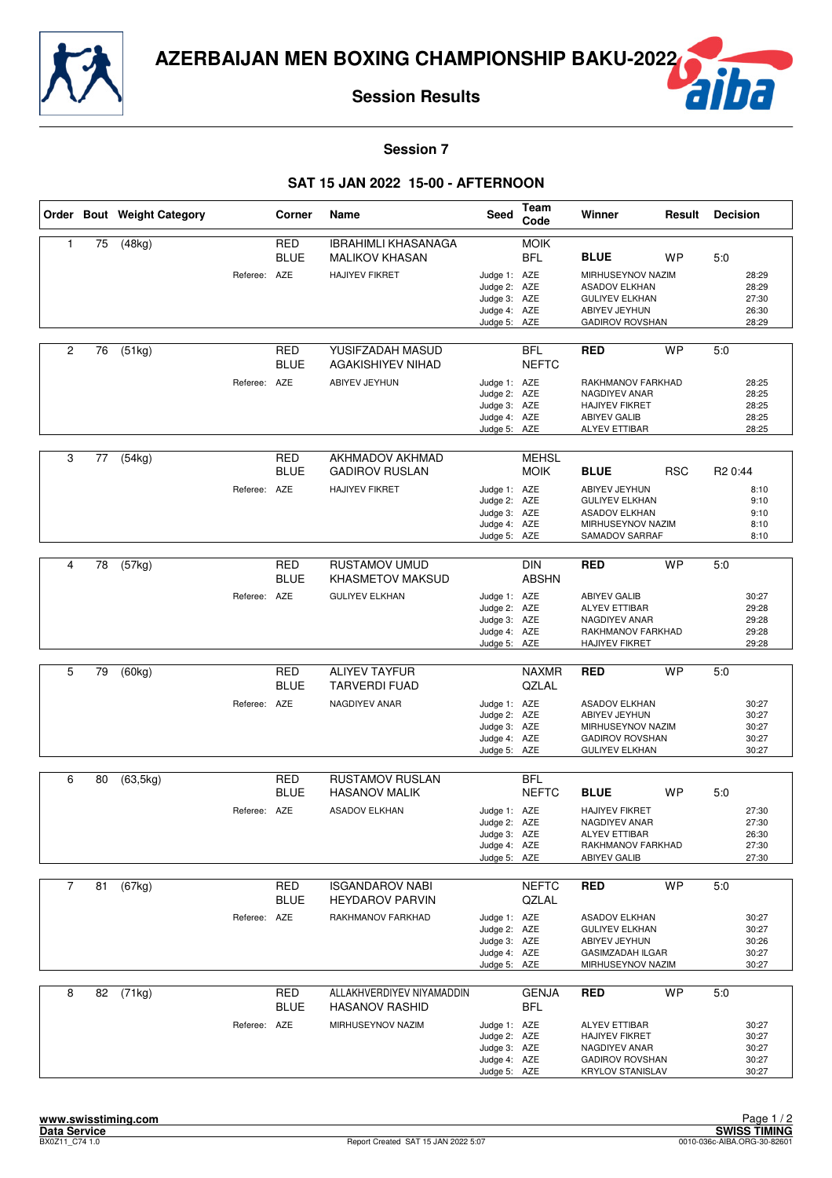# AZERBAIJAN MEN BOXING CHAMPIONSHIP BAKU-2022

## Session Results

### Session 7

### SAT 15 JAN 2022 15-00 - AFTERNOON

| Order | Bout | Weight Category | Corner | Name | Seed | Team Code | Winner | Result | Decision |
|---|---|---|---|---|---|---|---|---|---|
| 1 | 75 | (48kg) | RED | IBRAHIMLI KHASANAGA | | MOIK | | | |
| | | | BLUE | MALIKOV KHASAN | | BFL | **BLUE** | WP | 5:0 |
| | | Referee: | AZE | HAJIYEV FIKRET | Judge 1: | AZE | MIRHUSEYNOV NAZIM | | 28:29 |
| | | | | | Judge 2: | AZE | ASADOV ELKHAN | | 28:29 |
| | | | | | Judge 3: | AZE | GULIYEV ELKHAN | | 27:30 |
| | | | | | Judge 4: | AZE | ABIYEV JEYHUN | | 26:30 |
| | | | | | Judge 5: | AZE | GADIROV ROVSHAN | | 28:29 |
| 2 | 76 | (51kg) | RED | YUSIFZADAH MASUD | | BFL | **RED** | WP | 5:0 |
| | | | BLUE | AGAKISHIYEV NIHAD | | NEFTC | | | |
| | | Referee: | AZE | ABIYEV JEYHUN | Judge 1: | AZE | RAKHMANOV FARKHAD | | 28:25 |
| | | | | | Judge 2: | AZE | NAGDIYEV ANAR | | 28:25 |
| | | | | | Judge 3: | AZE | HAJIYEV FIKRET | | 28:25 |
| | | | | | Judge 4: | AZE | ABIYEV GALIB | | 28:25 |
| | | | | | Judge 5: | AZE | ALYEV ETTIBAR | | 28:25 |
| 3 | 77 | (54kg) | RED | AKHMADOV AKHMAD | | MEHSL | | | |
| | | | BLUE | GADIROV RUSLAN | | MOIK | **BLUE** | RSC | R2 0:44 |
| | | Referee: | AZE | HAJIYEV FIKRET | Judge 1: | AZE | ABIYEV JEYHUN | | 8:10 |
| | | | | | Judge 2: | AZE | GULIYEV ELKHAN | | 9:10 |
| | | | | | Judge 3: | AZE | ASADOV ELKHAN | | 9:10 |
| | | | | | Judge 4: | AZE | MIRHUSEYNOV NAZIM | | 8:10 |
| | | | | | Judge 5: | AZE | SAMADOV SARRAF | | 8:10 |
| 4 | 78 | (57kg) | RED | RUSTAMOV UMUD | | DIN | **RED** | WP | 5:0 |
| | | | BLUE | KHASMETOV MAKSUD | | ABSHN | | | |
| | | Referee: | AZE | GULIYEV ELKHAN | Judge 1: | AZE | ABIYEV GALIB | | 30:27 |
| | | | | | Judge 2: | AZE | ALYEV ETTIBAR | | 29:28 |
| | | | | | Judge 3: | AZE | NAGDIYEV ANAR | | 29:28 |
| | | | | | Judge 4: | AZE | RAKHMANOV FARKHAD | | 29:28 |
| | | | | | Judge 5: | AZE | HAJIYEV FIKRET | | 29:28 |
| 5 | 79 | (60kg) | RED | ALIYEV TAYFUR | | NAXMR | **RED** | WP | 5:0 |
| | | | BLUE | TARVERDI FUAD | | QZLAL | | | |
| | | Referee: | AZE | NAGDIYEV ANAR | Judge 1: | AZE | ASADOV ELKHAN | | 30:27 |
| | | | | | Judge 2: | AZE | ABIYEV JEYHUN | | 30:27 |
| | | | | | Judge 3: | AZE | MIRHUSEYNOV NAZIM | | 30:27 |
| | | | | | Judge 4: | AZE | GADIROV ROVSHAN | | 30:27 |
| | | | | | Judge 5: | AZE | GULIYEV ELKHAN | | 30:27 |
| 6 | 80 | (63,5kg) | RED | RUSTAMOV RUSLAN | | BFL | | | |
| | | | BLUE | HASANOV MALIK | | NEFTC | **BLUE** | WP | 5:0 |
| | | Referee: | AZE | ASADOV ELKHAN | Judge 1: | AZE | HAJIYEV FIKRET | | 27:30 |
| | | | | | Judge 2: | AZE | NAGDIYEV ANAR | | 27:30 |
| | | | | | Judge 3: | AZE | ALYEV ETTIBAR | | 26:30 |
| | | | | | Judge 4: | AZE | RAKHMANOV FARKHAD | | 27:30 |
| | | | | | Judge 5: | AZE | ABIYEV GALIB | | 27:30 |
| 7 | 81 | (67kg) | RED | ISGANDAROV NABI | | NEFTC | **RED** | WP | 5:0 |
| | | | BLUE | HEYDAROV PARVIN | | QZLAL | | | |
| | | Referee: | AZE | RAKHMANOV FARKHAD | Judge 1: | AZE | ASADOV ELKHAN | | 30:27 |
| | | | | | Judge 2: | AZE | GULIYEV ELKHAN | | 30:27 |
| | | | | | Judge 3: | AZE | ABIYEV JEYHUN | | 30:26 |
| | | | | | Judge 4: | AZE | GASIMZADAH ILGAR | | 30:27 |
| | | | | | Judge 5: | AZE | MIRHUSEYNOV NAZIM | | 30:27 |
| 8 | 82 | (71kg) | RED | ALLAKHVERDIYEV NIYAMADDIN | | GENJA | **RED** | WP | 5:0 |
| | | | BLUE | HASANOV RASHID | | BFL | | | |
| | | Referee: | AZE | MIRHUSEYNOV NAZIM | Judge 1: | AZE | ALYEV ETTIBAR | | 30:27 |
| | | | | | Judge 2: | AZE | HAJIYEV FIKRET | | 30:27 |
| | | | | | Judge 3: | AZE | NAGDIYEV ANAR | | 30:27 |
| | | | | | Judge 4: | AZE | GADIROV ROVSHAN | | 30:27 |
| | | | | | Judge 5: | AZE | KRYLOV STANISLAV | | 30:27 |

www.swisstiming.com
Data Service
BX0Z11_C74 1.0

Report Created SAT 15 JAN 2022 5:07

SWISS TIMING
0010-036c-AIBA.ORG-30-82601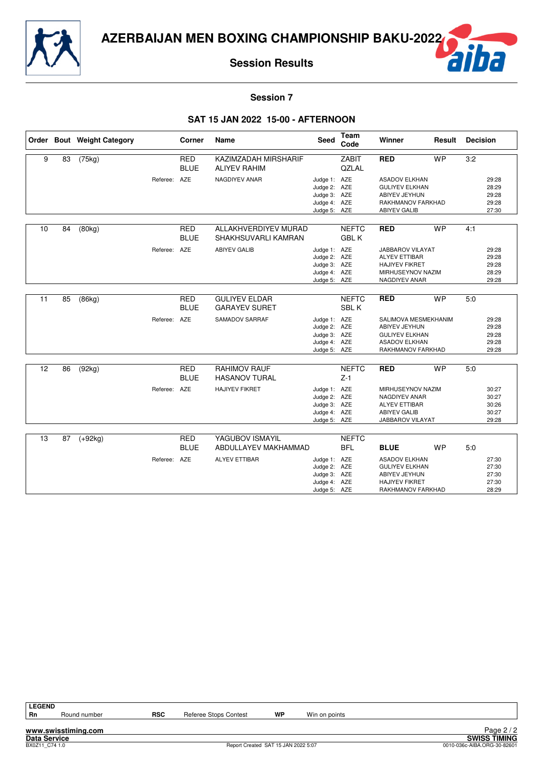# AZERBAIJAN MEN BOXING CHAMPIONSHIP BAKU-2022

## Session Results

### Session 7

### SAT 15 JAN 2022 15-00 - AFTERNOON

| Order | Bout | Weight Category | Corner | Name | Seed | Team Code | Winner | Result | Decision |
|---|---|---|---|---|---|---|---|---|---|
| 9 | 83 | (75kg) | RED | KAZIMZADAH MIRSHARIF | | ZABIT | **RED** | WP | 3:2 |
| | | | BLUE | ALIYEV RAHIM | | QZLAL | | | |
| | | Referee: | AZE | NAGDIYEV ANAR | Judge 1: | AZE | ASADOV ELKHAN | | 29:28 |
| | | | | | Judge 2: | AZE | GULIYEV ELKHAN | | 28:29 |
| | | | | | Judge 3: | AZE | ABIYEV JEYHUN | | 29:28 |
| | | | | | Judge 4: | AZE | RAKHMANOV FARKHAD | | 29:28 |
| | | | | | Judge 5: | AZE | ABIYEV GALIB | | 27:30 |
| 10 | 84 | (80kg) | RED | ALLAKHVERDIYEV MURAD | | NEFTC | **RED** | WP | 4:1 |
| | | | BLUE | SHAKHSUVARLI KAMRAN | | GBL K | | | |
| | | Referee: | AZE | ABIYEV GALIB | Judge 1: | AZE | JABBAROV VILAYAT | | 29:28 |
| | | | | | Judge 2: | AZE | ALYEV ETTIBAR | | 29:28 |
| | | | | | Judge 3: | AZE | HAJIYEV FIKRET | | 29:28 |
| | | | | | Judge 4: | AZE | MIRHUSEYNOV NAZIM | | 28:29 |
| | | | | | Judge 5: | AZE | NAGDIYEV ANAR | | 29:28 |
| 11 | 85 | (86kg) | RED | GULIYEV ELDAR | | NEFTC | **RED** | WP | 5:0 |
| | | | BLUE | GARAYEV SURET | | SBL K | | | |
| | | Referee: | AZE | SAMADOV SARRAF | Judge 1: | AZE | SALIMOVA MESMEKHANIM | | 29:28 |
| | | | | | Judge 2: | AZE | ABIYEV JEYHUN | | 29:28 |
| | | | | | Judge 3: | AZE | GULIYEV ELKHAN | | 29:28 |
| | | | | | Judge 4: | AZE | ASADOV ELKHAN | | 29:28 |
| | | | | | Judge 5: | AZE | RAKHMANOV FARKHAD | | 29:28 |
| 12 | 86 | (92kg) | RED | RAHIMOV RAUF | | NEFTC | **RED** | WP | 5:0 |
| | | | BLUE | HASANOV TURAL | | Z-1 | | | |
| | | Referee: | AZE | HAJIYEV FIKRET | Judge 1: | AZE | MIRHUSEYNOV NAZIM | | 30:27 |
| | | | | | Judge 2: | AZE | NAGDIYEV ANAR | | 30:27 |
| | | | | | Judge 3: | AZE | ALYEV ETTIBAR | | 30:26 |
| | | | | | Judge 4: | AZE | ABIYEV GALIB | | 30:27 |
| | | | | | Judge 5: | AZE | JABBAROV VILAYAT | | 29:28 |
| 13 | 87 | (+92kg) | RED | YAGUBOV ISMAYIL | | NEFTC | | | |
| | | | BLUE | ABDULLAYEV MAKHAMMAD | | BFL | **BLUE** | WP | 5:0 |
| | | Referee: | AZE | ALYEV ETTIBAR | Judge 1: | AZE | ASADOV ELKHAN | | 27:30 |
| | | | | | Judge 2: | AZE | GULIYEV ELKHAN | | 27:30 |
| | | | | | Judge 3: | AZE | ABIYEV JEYHUN | | 27:30 |
| | | | | | Judge 4: | AZE | HAJIYEV FIKRET | | 27:30 |
| | | | | | Judge 5: | AZE | RAKHMANOV FARKHAD | | 28:29 |

**LEGEND**

| | | | | | |
|---|---|---|---|---|---|
| **Rn** | Round number | **RSC** | Referee Stops Contest | **WP** | Win on points |

www.swisstiming.com
Data Service
BX0Z11_C74 1.0
Report Created SAT 15 JAN 2022 5:07
SWISS TIMING
0010-036c-AIBA.ORG-30-82601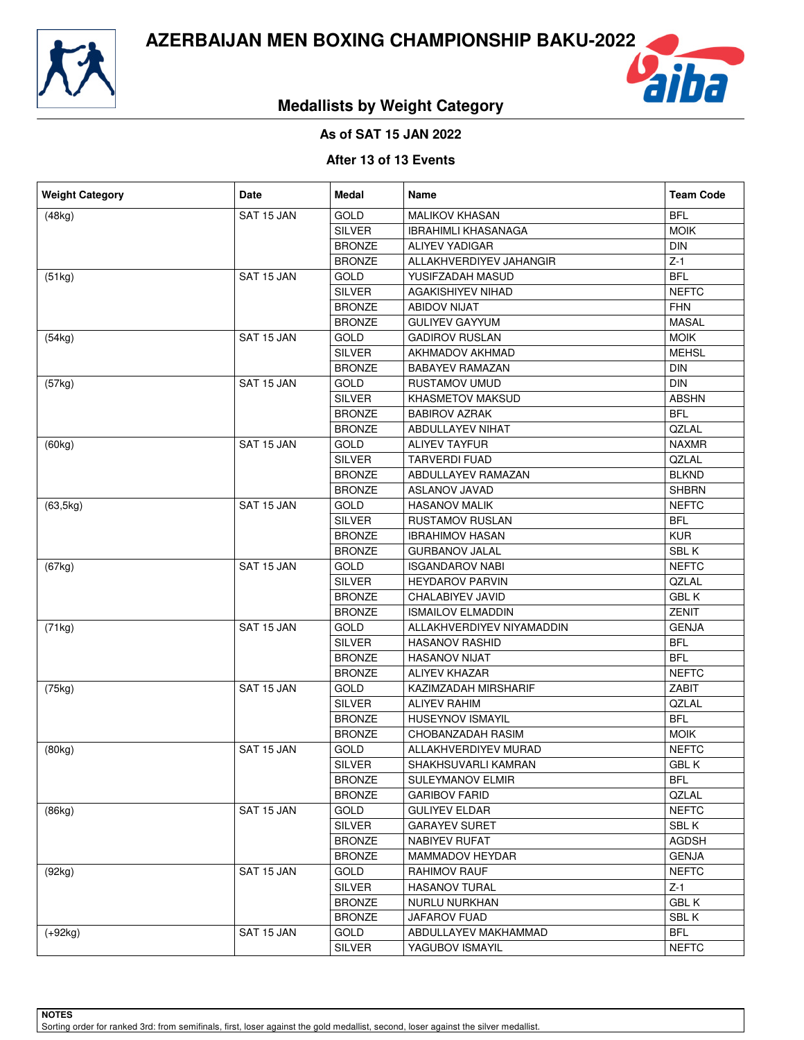# AZERBAIJAN MEN BOXING CHAMPIONSHIP BAKU-2022

## Medallists by Weight Category

**As of SAT 15 JAN 2022**

**After 13 of 13 Events**

| Weight Category | Date | Medal | Name | Team Code |
|---|---|---|---|---|
| (48kg) | SAT 15 JAN | GOLD | MALIKOV KHASAN | BFL |
| | | SILVER | IBRAHIMLI KHASANAGA | MOIK |
| | | BRONZE | ALIYEV YADIGAR | DIN |
| | | BRONZE | ALLAKHVERDIYEV JAHANGIR | Z-1 |
| (51kg) | SAT 15 JAN | GOLD | YUSIFZADAH MASUD | BFL |
| | | SILVER | AGAKISHIYEV NIHAD | NEFTC |
| | | BRONZE | ABIDOV NIJAT | FHN |
| | | BRONZE | GULIYEV GAYYUM | MASAL |
| (54kg) | SAT 15 JAN | GOLD | GADIROV RUSLAN | MOIK |
| | | SILVER | AKHMADOV AKHMAD | MEHSL |
| | | BRONZE | BABAYEV RAMAZAN | DIN |
| (57kg) | SAT 15 JAN | GOLD | RUSTAMOV UMUD | DIN |
| | | SILVER | KHASMETOV MAKSUD | ABSHN |
| | | BRONZE | BABIROV AZRAK | BFL |
| | | BRONZE | ABDULLAYEV NIHAT | QZLAL |
| (60kg) | SAT 15 JAN | GOLD | ALIYEV TAYFUR | NAXMR |
| | | SILVER | TARVERDI FUAD | QZLAL |
| | | BRONZE | ABDULLAYEV RAMAZAN | BLKND |
| | | BRONZE | ASLANOV JAVAD | SHBRN |
| (63,5kg) | SAT 15 JAN | GOLD | HASANOV MALIK | NEFTC |
| | | SILVER | RUSTAMOV RUSLAN | BFL |
| | | BRONZE | IBRAHIMOV HASAN | KUR |
| | | BRONZE | GURBANOV JALAL | SBL K |
| (67kg) | SAT 15 JAN | GOLD | ISGANDAROV NABI | NEFTC |
| | | SILVER | HEYDAROV PARVIN | QZLAL |
| | | BRONZE | CHALABIYEV JAVID | GBL K |
| | | BRONZE | ISMAILOV ELMADDIN | ZENIT |
| (71kg) | SAT 15 JAN | GOLD | ALLAKHVERDIYEV NIYAMADDIN | GENJA |
| | | SILVER | HASANOV RASHID | BFL |
| | | BRONZE | HASANOV NIJAT | BFL |
| | | BRONZE | ALIYEV KHAZAR | NEFTC |
| (75kg) | SAT 15 JAN | GOLD | KAZIMZADAH MIRSHARIF | ZABIT |
| | | SILVER | ALIYEV RAHIM | QZLAL |
| | | BRONZE | HUSEYNOV ISMAYIL | BFL |
| | | BRONZE | CHOBANZADAH RASIM | MOIK |
| (80kg) | SAT 15 JAN | GOLD | ALLAKHVERDIYEV MURAD | NEFTC |
| | | SILVER | SHAKHSUVARLI KAMRAN | GBL K |
| | | BRONZE | SULEYMANOV ELMIR | BFL |
| | | BRONZE | GARIBOV FARID | QZLAL |
| (86kg) | SAT 15 JAN | GOLD | GULIYEV ELDAR | NEFTC |
| | | SILVER | GARAYEV SURET | SBL K |
| | | BRONZE | NABIYEV RUFAT | AGDSH |
| | | BRONZE | MAMMADOV HEYDAR | GENJA |
| (92kg) | SAT 15 JAN | GOLD | RAHIMOV RAUF | NEFTC |
| | | SILVER | HASANOV TURAL | Z-1 |
| | | BRONZE | NURLU NURKHAN | GBL K |
| | | BRONZE | JAFAROV FUAD | SBL K |
| (+92kg) | SAT 15 JAN | GOLD | ABDULLAYEV MAKHAMMAD | BFL |
| | | SILVER | YAGUBOV ISMAYIL | NEFTC |

**NOTES**

Sorting order for ranked 3rd: from semifinals, first, loser against the gold medallist, second, loser against the silver medallist.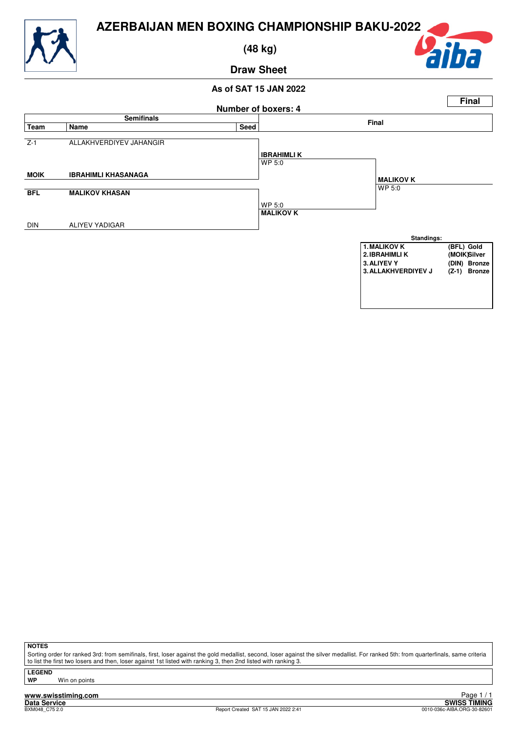# AZERBAIJAN MEN BOXING CHAMPIONSHIP BAKU-2022

**(48 kg)**

**Draw Sheet**

**As of SAT 15 JAN 2022**

**Final**

**Number of boxers: 4**

| Team | Name | Seed |
|---|---|---|
| Z-1 | ALLAKHVERDIYEV JAHANGIR | |
| **MOIK** | **IBRAHIMLI KHASANAGA** | |
| **BFL** | **MALIKOV KHASAN** | |
| DIN | ALIYEV YADIGAR | |

**Semifinals**

**IBRAHIMLI K**
WP 5:0

WP 5:0
**MALIKOV K**

**Final**

**MALIKOV K**
WP 5:0

**Standings:**

| | | |
|---|---|---|
| 1. MALIKOV K | (BFL) | Gold |
| 2. IBRAHIMLI K | (MOIK) | Silver |
| 3. ALIYEV Y | (DIN) | Bronze |
| 3. ALLAKHVERDIYEV J | (Z-1) | Bronze |

**NOTES**

Sorting order for ranked 3rd: from semifinals, first, loser against the gold medallist, second, loser against the silver medallist. For ranked 5th: from quarterfinals, same criteria to list the first two losers and then, loser against 1st listed with ranking 3, then 2nd listed with ranking 3.

**LEGEND**

**WP** Win on points

**www.swisstiming.com**
**Data Service**
BXM048_C75 2.0

Report Created SAT 15 JAN 2022 2:41

**SWISS TIMING**
0010-036c-AIBA.ORG-30-82601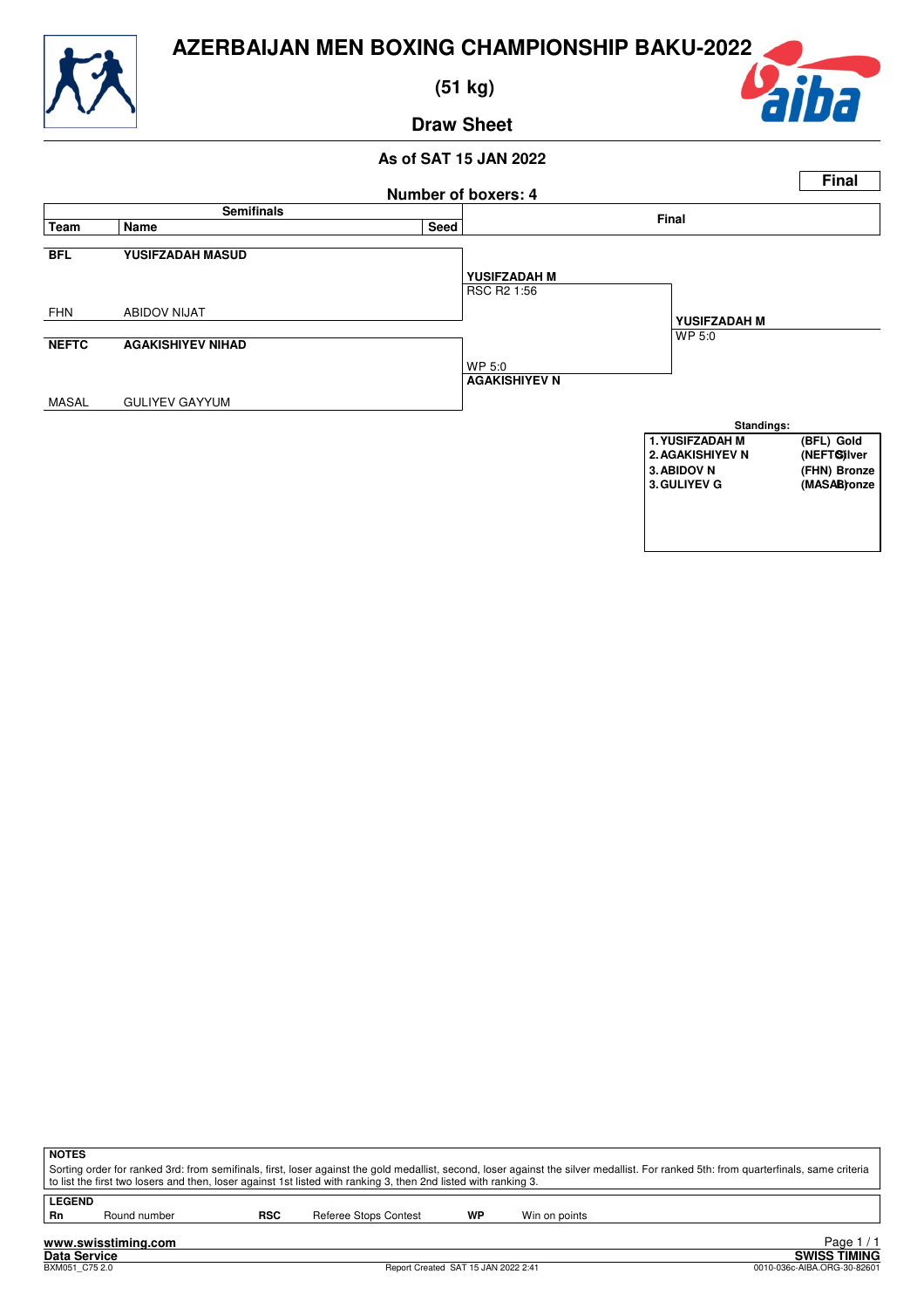# AZERBAIJAN MEN BOXING CHAMPIONSHIP BAKU-2022

## (51 kg)

## Draw Sheet

**As of SAT 15 JAN 2022**

**Final**

**Number of boxers: 4**

| Team | Name | Seed | Semifinals result | Final |
|---|---|---|---|---|
| **BFL** | **YUSIFZADAH MASUD** | | **YUSIFZADAH M** RSC R2 1:56 | |
| FHN | ABIDOV NIJAT | | | **YUSIFZADAH M** WP 5:0 |
| **NEFTC** | **AGAKISHIYEV NIHAD** | | WP 5:0 **AGAKISHIYEV N** | |
| MASAL | GULIYEV GAYYUM | | | |

**Standings:**

| | | |
|---|---|---|
| 1. | YUSIFZADAH M | (BFL) Gold |
| 2. | AGAKISHIYEV N | (NEFTC) Silver |
| 3. | ABIDOV N | (FHN) Bronze |
| 3. | GULIYEV G | (MASAL) Bronze |

**NOTES**

Sorting order for ranked 3rd: from semifinals, first, loser against the gold medallist, second, loser against the silver medallist. For ranked 5th: from quarterfinals, same criteria to list the first two losers and then, loser against 1st listed with ranking 3, then 2nd listed with ranking 3.

**LEGEND**

| | | | | | |
|---|---|---|---|---|---|
| **Rn** | Round number | **RSC** | Referee Stops Contest | **WP** | Win on points |

www.swisstiming.com
Data Service
BXM051_C75 2.0
Report Created SAT 15 JAN 2022 2:41
SWISS TIMING
0010-036c-AIBA.ORG-30-82601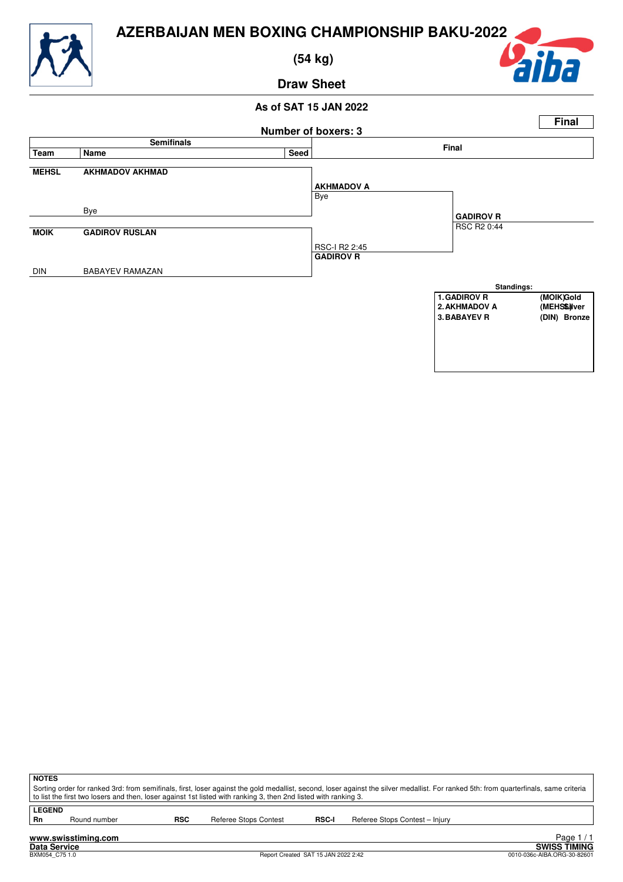# AZERBAIJAN MEN BOXING CHAMPIONSHIP BAKU-2022

## (54 kg)

## Draw Sheet

### As of SAT 15 JAN 2022

**Final**

**Number of boxers: 3**

| Team | Name | Seed | Semifinals | Final |
|---|---|---|---|---|
| **MEHSL** | **AKHMADOV AKHMAD** | | **AKHMADOV A** Bye | |
| | Bye | | | **GADIROV R** RSC R2 0:44 |
| **MOIK** | **GADIROV RUSLAN** | | RSC-I R2 2:45 **GADIROV R** | |
| DIN | BABAYEV RAMAZAN | | | |

**Standings:**

| | | |
|---|---|---|
| 1. GADIROV R | (MOIK) | Gold |
| 2. AKHMADOV A | (MEHSL) | Silver |
| 3. BABAYEV R | (DIN) | Bronze |

**NOTES**

Sorting order for ranked 3rd: from semifinals, first, loser against the gold medallist, second, loser against the silver medallist. For ranked 5th: from quarterfinals, same criteria to list the first two losers and then, loser against 1st listed with ranking 3, then 2nd listed with ranking 3.

**LEGEND**

| | | | | | |
|---|---|---|---|---|---|
| **Rn** | Round number | **RSC** | Referee Stops Contest | **RSC-I** | Referee Stops Contest – Injury |

www.swisstiming.com
Data Service
BXM054_C75 1.0

Report Created SAT 15 JAN 2022 2:42

SWISS TIMING
0010-036c-AIBA.ORG-30-82601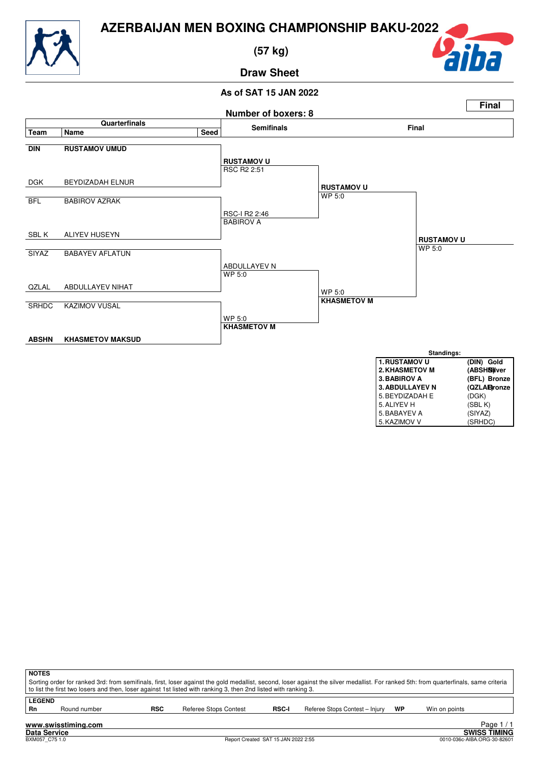# AZERBAIJAN MEN BOXING CHAMPIONSHIP BAKU-2022

## (57 kg)

## Draw Sheet

### As of SAT 15 JAN 2022

**Final**

Number of boxers: 8

| Quarterfinals | | | Semifinals | Final |
|---|---|---|---|---|
| **Team** | **Name** | **Seed** | | |
| **DIN** | **RUSTAMOV UMUD** | | | |
| | | | **RUSTAMOV U** RSC R2 2:51 | |
| DGK | BEYDIZADAH ELNUR | | | **RUSTAMOV U** WP 5:0 |
| BFL | BABIROV AZRAK | | | |
| | | | RSC-I R2 2:46 BABIROV A | |
| SBL K | ALIYEV HUSEYN | | | |
| SIYAZ | BABAYEV AFLATUN | | | |
| | | | ABDULLAYEV N WP 5:0 | |
| QZLAL | ABDULLAYEV NIHAT | | | WP 5:0 **KHASMETOV M** |
| SRHDC | KAZIMOV VUSAL | | | |
| | | | WP 5:0 **KHASMETOV M** | |
| **ABSHN** | **KHASMETOV MAKSUD** | | | |

Final winner: **RUSTAMOV U** WP 5:0

**Standings:**

| | | | |
|---|---|---|---|
| **1.** | **RUSTAMOV U** | **(DIN)** | **Gold** |
| **2.** | **KHASMETOV M** | **(ABSHN)** | **Silver** |
| **3.** | **BABIROV A** | **(BFL)** | **Bronze** |
| **3.** | **ABDULLAYEV N** | **(QZLAL)** | **Bronze** |
| 5. | BEYDIZADAH E | (DGK) | |
| 5. | ALIYEV H | (SBL K) | |
| 5. | BABAYEV A | (SIYAZ) | |
| 5. | KAZIMOV V | (SRHDC) | |

**NOTES**

Sorting order for ranked 3rd: from semifinals, first, loser against the gold medallist, second, loser against the silver medallist. For ranked 5th: from quarterfinals, same criteria to list the first two losers and then, loser against 1st listed with ranking 3, then 2nd listed with ranking 3.

**LEGEND**

| | | | | | | | |
|---|---|---|---|---|---|---|---|
| **Rn** | Round number | **RSC** | Referee Stops Contest | **RSC-I** | Referee Stops Contest – Injury | **WP** | Win on points |

www.swisstiming.com

Data Service — SWISS TIMING

BXM057_C75 1.0 — Report Created SAT 15 JAN 2022 2:55 — 0010-036c-AIBA.ORG-30-82601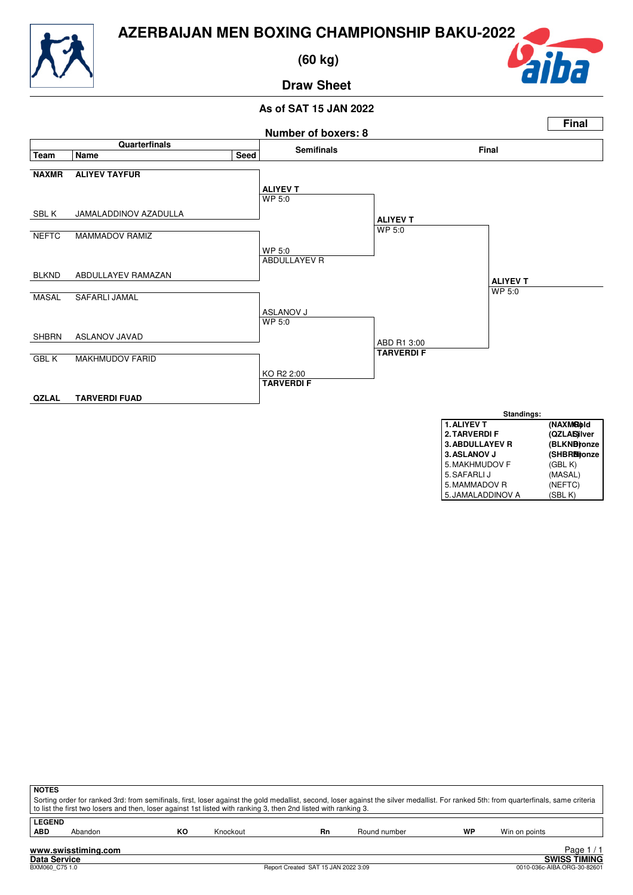# AZERBAIJAN MEN BOXING CHAMPIONSHIP BAKU-2022

**(60 kg)**

## Draw Sheet

**As of SAT 15 JAN 2022**

**Final**

**Number of boxers: 8**

| Team | Name | Seed | Semifinals | Final | |
|---|---|---|---|---|---|
| **NAXMR** | **ALIYEV TAYFUR** | | **ALIYEV T** WP 5:0 | **ALIYEV T** WP 5:0 | **ALIYEV T** WP 5:0 |
| SBL K | JAMALADDINOV AZADULLA | | | | |
| NEFTC | MAMMADOV RAMIZ | | WP 5:0 ABDULLAYEV R | | |
| BLKND | ABDULLAYEV RAMAZAN | | | | |
| MASAL | SAFARLI JAMAL | | ASLANOV J WP 5:0 | ABD R1 3:00 **TARVERDI F** | |
| SHBRN | ASLANOV JAVAD | | | | |
| GBL K | MAKHMUDOV FARID | | KO R2 2:00 **TARVERDI F** | | |
| **QZLAL** | **TARVERDI FUAD** | | | | |

**Standings:**

| | | |
|---|---|---|
| **1. ALIYEV T** | **(NAXMR)** | **Gold** |
| **2. TARVERDI F** | **(QZLAL)** | **Silver** |
| **3. ABDULLAYEV R** | **(BLKND)** | **Bronze** |
| **3. ASLANOV J** | **(SHBRN)** | **Bronze** |
| 5. MAKHMUDOV F | (GBL K) | |
| 5. SAFARLI J | (MASAL) | |
| 5. MAMMADOV R | (NEFTC) | |
| 5. JAMALADDINOV A | (SBL K) | |

**NOTES**

Sorting order for ranked 3rd: from semifinals, first, loser against the gold medallist, second, loser against the silver medallist. For ranked 5th: from quarterfinals, same criteria to list the first two losers and then, loser against 1st listed with ranking 3, then 2nd listed with ranking 3.

**LEGEND**

| | | | | | | | |
|---|---|---|---|---|---|---|---|
| **ABD** | Abandon | **KO** | Knockout | **Rn** | Round number | **WP** | Win on points |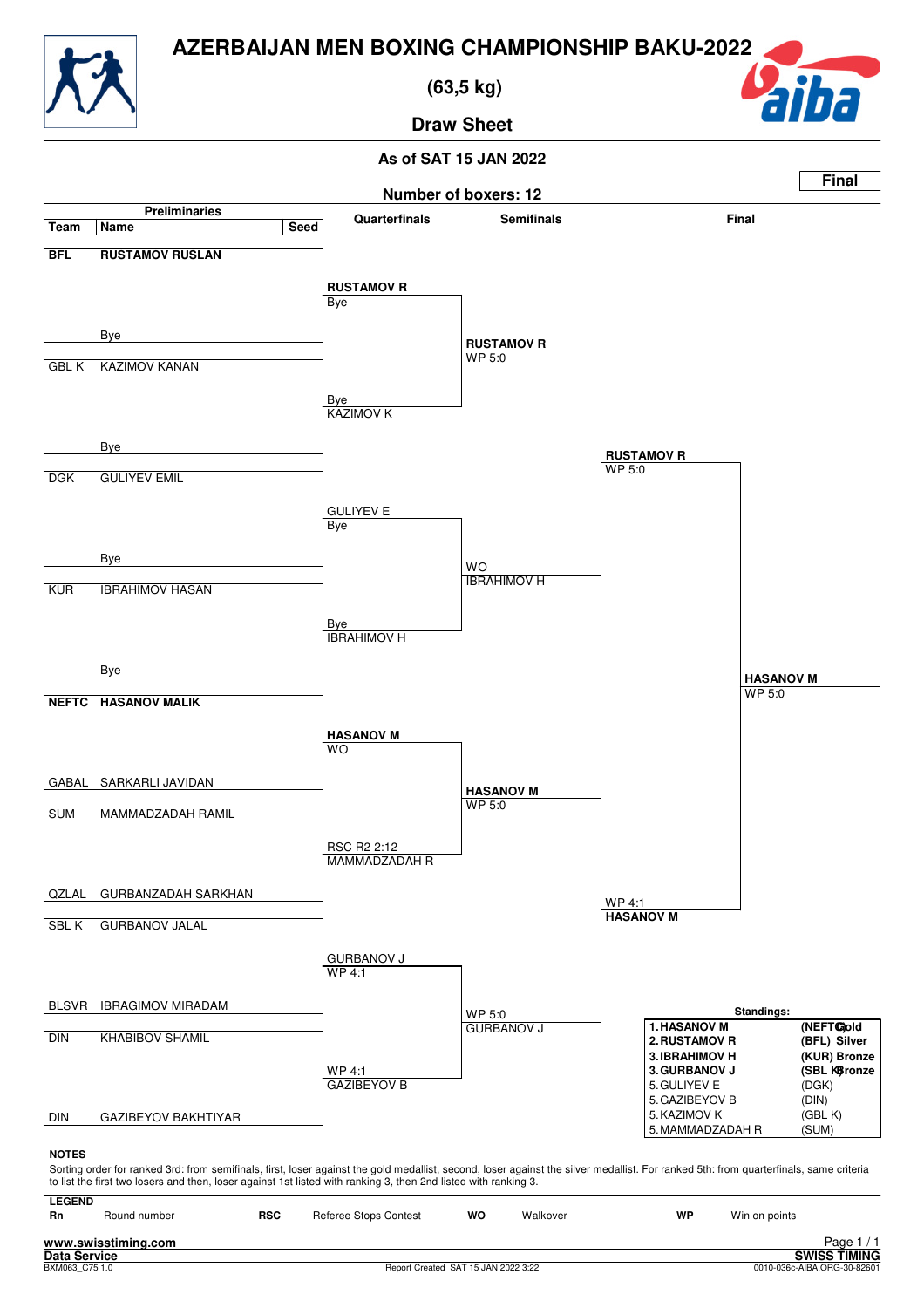# AZERBAIJAN MEN BOXING CHAMPIONSHIP BAKU-2022

**(63,5 kg)**

**Draw Sheet**

**As of SAT 15 JAN 2022**

**Final**

**Number of boxers: 12**

## Preliminaries

| Team | Name | Seed |
|---|---|---|
| BFL | RUSTAMOV RUSLAN | |
| | Bye | |
| GBL K | KAZIMOV KANAN | |
| | Bye | |
| DGK | GULIYEV EMIL | |
| | Bye | |
| KUR | IBRAHIMOV HASAN | |
| | Bye | |
| NEFTC | HASANOV MALIK | |
| GABAL | SARKARLI JAVIDAN | |
| SUM | MAMMADZADAH RAMIL | |
| QZLAL | GURBANZADAH SARKHAN | |
| SBL K | GURBANOV JALAL | |
| BLSVR | IBRAGIMOV MIRADAM | |
| DIN | KHABIBOV SHAMIL | |
| DIN | GAZIBEYOV BAKHTIYAR | |

## Quarterfinals

- **RUSTAMOV R** – Bye
- Bye – KAZIMOV K
- GULIYEV E – Bye
- Bye – IBRAHIMOV H
- **HASANOV M** – WO
- RSC R2 2:12 – MAMMADZADAH R
- GURBANOV J – WP 4:1
- WP 4:1 – GAZIBEYOV B

## Semifinals

- **RUSTAMOV R** – WP 5:0
- WO – IBRAHIMOV H
- **HASANOV M** – WP 5:0
- WP 5:0 – GURBANOV J

## Final

- **RUSTAMOV R** – WP 5:0
- WP 4:1 – **HASANOV M**
- **HASANOV M** – WP 5:0

## Standings:

| | | | |
|---|---|---|---|
| 1. | HASANOV M | (NEFTC) | Gold |
| 2. | RUSTAMOV R | (BFL) | Silver |
| 3. | IBRAHIMOV H | (KUR) | Bronze |
| 3. | GURBANOV J | (SBL K) | Bronze |
| 5. | GULIYEV E | (DGK) | |
| 5. | GAZIBEYOV B | (DIN) | |
| 5. | KAZIMOV K | (GBL K) | |
| 5. | MAMMADZADAH R | (SUM) | |

**NOTES**

Sorting order for ranked 3rd: from semifinals, first, loser against the gold medallist, second, loser against the silver medallist. For ranked 5th: from quarterfinals, same criteria to list the first two losers and then, loser against 1st listed with ranking 3, then 2nd listed with ranking 3.

**LEGEND**

| | | | | | | | |
|---|---|---|---|---|---|---|---|
| **Rn** | Round number | **RSC** | Referee Stops Contest | **WO** | Walkover | **WP** | Win on points |

www.swisstiming.com

Data Service

BXM063_C75 1.0

Report Created SAT 15 JAN 2022 3:22

SWISS TIMING

0010-036c-AIBA.ORG-30-82601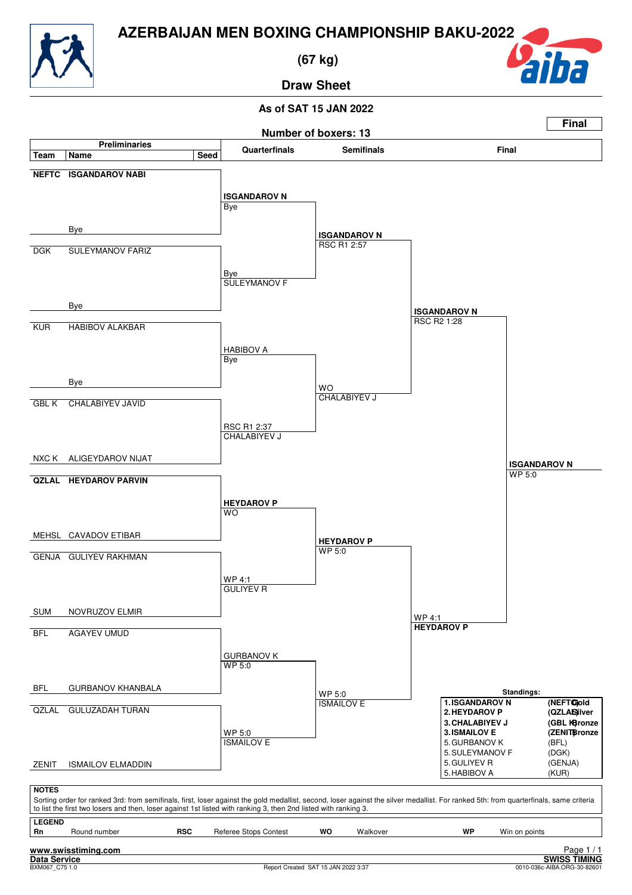# AZERBAIJAN MEN BOXING CHAMPIONSHIP BAKU-2022

## (67 kg)

## Draw Sheet

**As of SAT 15 JAN 2022**

**Final**

**Number of boxers: 13**

| Team | Name | Seed | Quarterfinals | Semifinals | Final |
|---|---|---|---|---|---|
| **NEFTC** | **ISGANDAROV NABI** | | | | |
| | | | **ISGANDAROV N** Bye | | |
| | Bye | | | | |
| | | | | **ISGANDAROV N** RSC R1 2:57 | |
| DGK | SULEYMANOV FARIZ | | | | |
| | | | Bye SULEYMANOV F | | |
| | Bye | | | | |
| | | | | | **ISGANDAROV N** RSC R2 1:28 |
| KUR | HABIBOV ALAKBAR | | | | |
| | | | HABIBOV A Bye | | |
| | Bye | | | | |
| | | | | WO CHALABIYEV J | |
| GBL K | CHALABIYEV JAVID | | | | |
| | | | RSC R1 2:37 CHALABIYEV J | | |
| NXC K | ALIGEYDAROV NIJAT | | | | |
| | | | | | **ISGANDAROV N** WP 5:0 |
| **QZLAL** | **HEYDAROV PARVIN** | | | | |
| | | | **HEYDAROV P** WO | | |
| MEHSL | CAVADOV ETIBAR | | | | |
| | | | | **HEYDAROV P** WP 5:0 | |
| GENJA | GULIYEV RAKHMAN | | | | |
| | | | WP 4:1 GULIYEV R | | |
| SUM | NOVRUZOV ELMIR | | | | |
| | | | | | WP 4:1 **HEYDAROV P** |
| BFL | AGAYEV UMUD | | | | |
| | | | GURBANOV K WP 5:0 | | |
| BFL | GURBANOV KHANBALA | | | | |
| | | | | WP 5:0 ISMAILOV E | |
| QZLAL | GULUZADAH TURAN | | | | |
| | | | WP 5:0 ISMAILOV E | | |
| ZENIT | ISMAILOV ELMADDIN | | | | |

**Standings:**

| Rank | Name | Team | Medal |
|---|---|---|---|
| 1. | **ISGANDAROV N** | **(NEFTC)** | **Gold** |
| 2. | **HEYDAROV P** | **(QZLAL)** | **Silver** |
| 3. | **CHALABIYEV J** | **(GBL K)** | **Bronze** |
| 3. | **ISMAILOV E** | **(ZENIT)** | **Bronze** |
| 5. | GURBANOV K | (BFL) | |
| 5. | SULEYMANOV F | (DGK) | |
| 5. | GULIYEV R | (GENJA) | |
| 5. | HABIBOV A | (KUR) | |

**NOTES**

Sorting order for ranked 3rd: from semifinals, first, loser against the gold medallist, second, loser against the silver medallist. For ranked 5th: from quarterfinals, same criteria to list the first two losers and then, loser against 1st listed with ranking 3, then 2nd listed with ranking 3.

**LEGEND**

| | | | | | | | |
|---|---|---|---|---|---|---|---|
| **Rn** | Round number | **RSC** | Referee Stops Contest | **WO** | Walkover | **WP** | Win on points |

www.swisstiming.com
Data Service
BXM067_C75 1.0
Report Created SAT 15 JAN 2022 3:37
SWISS TIMING
0010-036c-AIBA.ORG-30-82601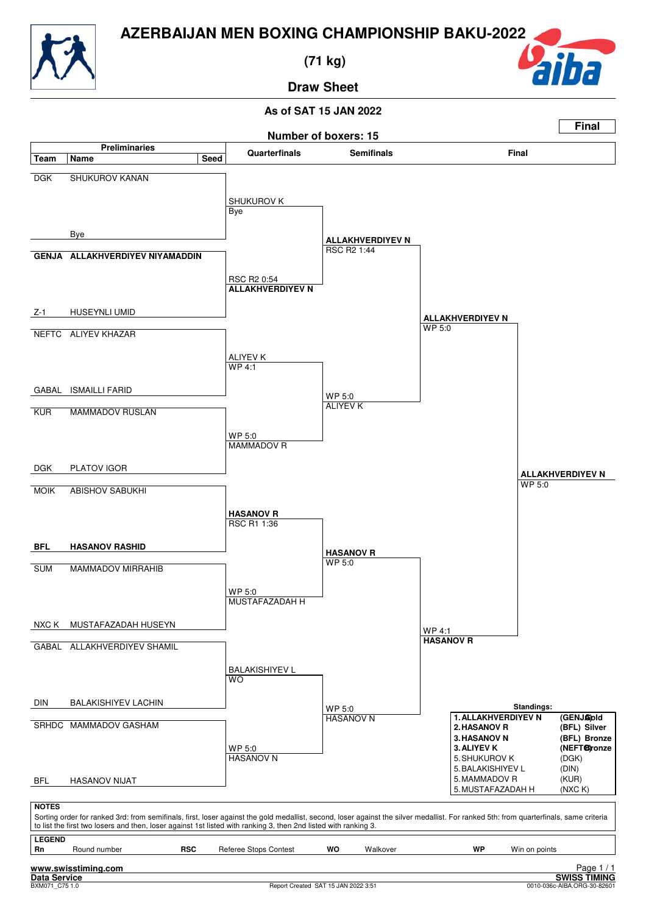# AZERBAIJAN MEN BOXING CHAMPIONSHIP BAKU-2022

**(71 kg)**

**Draw Sheet**

**As of SAT 15 JAN 2022**

**Final**

**Number of boxers: 15**

## Preliminaries

| Team | Name | Seed |
|---|---|---|
| DGK | SHUKUROV KANAN | |
| | Bye | |
| **GENJA** | **ALLAKHVERDIYEV NIYAMADDIN** | |
| Z-1 | HUSEYNLI UMID | |
| NEFTC | ALIYEV KHAZAR | |
| GABAL | ISMAILLI FARID | |
| KUR | MAMMADOV RUSLAN | |
| DGK | PLATOV IGOR | |
| MOIK | ABISHOV SABUKHI | |
| **BFL** | **HASANOV RASHID** | |
| SUM | MAMMADOV MIRRAHIB | |
| NXC K | MUSTAFAZADAH HUSEYN | |
| GABAL | ALLAKHVERDIYEV SHAMIL | |
| DIN | BALAKISHIYEV LACHIN | |
| SRHDC | MAMMADOV GASHAM | |
| BFL | HASANOV NIJAT | |

## Quarterfinals

- SHUKUROV K — Bye
- **ALLAKHVERDIYEV N** — RSC R2 0:54
- ALIYEV K — WP 4:1
- MAMMADOV R — WP 5:0
- **HASANOV R** — RSC R1 1:36
- MUSTAFAZADAH H — WP 5:0
- BALAKISHIYEV L — WO
- HASANOV N — WP 5:0

## Semifinals

- **ALLAKHVERDIYEV N** — RSC R2 1:44
- ALIYEV K — WP 5:0
- **HASANOV R** — WP 5:0
- HASANOV N — WP 5:0

## Final

- **ALLAKHVERDIYEV N** — WP 5:0
- **HASANOV R** — WP 4:1

**ALLAKHVERDIYEV N** — WP 5:0

## Standings:

| | | |
|---|---|---|
| **1. ALLAKHVERDIYEV N** | **(GENJA)** | **Gold** |
| **2. HASANOV R** | **(BFL)** | **Silver** |
| **3. HASANOV N** | **(BFL)** | **Bronze** |
| **3. ALIYEV K** | **(NEFTC)** | **Bronze** |
| 5. SHUKUROV K | (DGK) | |
| 5. BALAKISHIYEV L | (DIN) | |
| 5. MAMMADOV R | (KUR) | |
| 5. MUSTAFAZADAH H | (NXC K) | |

**NOTES**

Sorting order for ranked 3rd: from semifinals, first, loser against the gold medallist, second, loser against the silver medallist. For ranked 5th: from quarterfinals, same criteria to list the first two losers and then, loser against 1st listed with ranking 3, then 2nd listed with ranking 3.

**LEGEND**

| | | | | | | | |
|---|---|---|---|---|---|---|---|
| **Rn** | Round number | **RSC** | Referee Stops Contest | **WO** | Walkover | **WP** | Win on points |

www.swisstiming.com
Data Service
BXM071_C75 1.0
Report Created SAT 15 JAN 2022 3:51
SWISS TIMING
0010-036c-AIBA.ORG-30-82601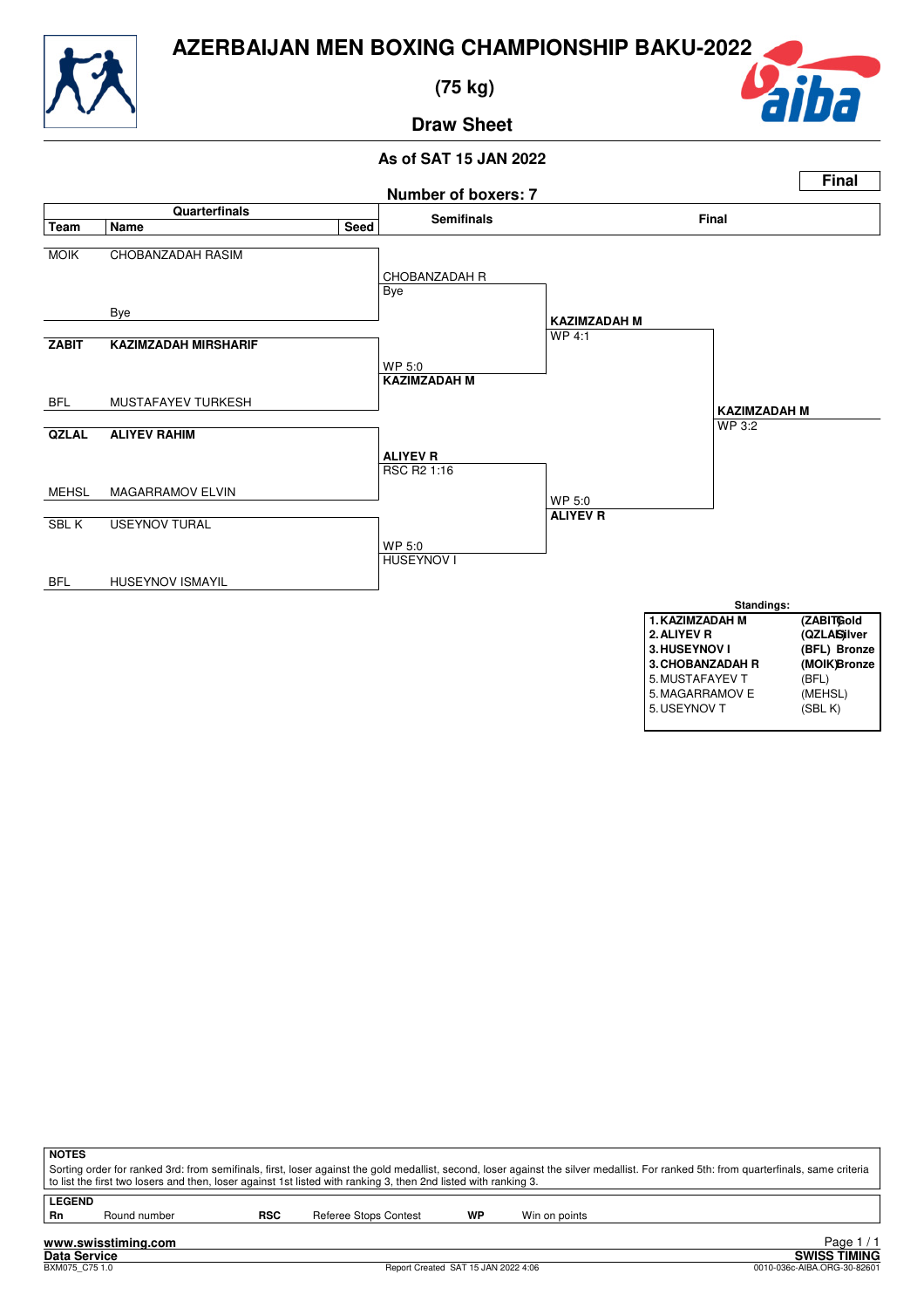# AZERBAIJAN MEN BOXING CHAMPIONSHIP BAKU-2022

## (75 kg)

## Draw Sheet

### As of SAT 15 JAN 2022

**Final**

Number of boxers: 7

| Team | Name | Seed | Semifinals | Final | |
|---|---|---|---|---|---|
| MOIK | CHOBANZADAH RASIM | | | | |
| | | | CHOBANZADAH R<br>Bye | | |
| | Bye | | | | |
| | | | | **KAZIMZADAH M**<br>WP 4:1 | |
| **ZABIT** | **KAZIMZADAH MIRSHARIF** | | | | |
| | | | WP 5:0<br>**KAZIMZADAH M** | | |
| BFL | MUSTAFAYEV TURKESH | | | | |
| | | | | | **KAZIMZADAH M**<br>WP 3:2 |
| **QZLAL** | **ALIYEV RAHIM** | | | | |
| | | | **ALIYEV R**<br>RSC R2 1:16 | | |
| MEHSL | MAGARRAMOV ELVIN | | | | |
| | | | | WP 5:0<br>**ALIYEV R** | |
| SBL K | USEYNOV TURAL | | | | |
| | | | WP 5:0<br>HUSEYNOV I | | |
| BFL | HUSEYNOV ISMAYIL | | | | |

**Standings:**

| | | |
|---|---|---|
| **1. KAZIMZADAH M** | **(ZABIT)** | **Gold** |
| **2. ALIYEV R** | **(QZLAL)** | **Silver** |
| **3. HUSEYNOV I** | **(BFL)** | **Bronze** |
| **3. CHOBANZADAH R** | **(MOIK)** | **Bronze** |
| 5. MUSTAFAYEV T | (BFL) | |
| 5. MAGARRAMOV E | (MEHSL) | |
| 5. USEYNOV T | (SBL K) | |

**NOTES**

Sorting order for ranked 3rd: from semifinals, first, loser against the gold medallist, second, loser against the silver medallist. For ranked 5th: from quarterfinals, same criteria to list the first two losers and then, loser against 1st listed with ranking 3, then 2nd listed with ranking 3.

**LEGEND**

| | | | | | |
|---|---|---|---|---|---|
| **Rn** | Round number | **RSC** | Referee Stops Contest | **WP** | Win on points |

www.swisstiming.com

Data Service

BXM075_C75 1.0 — Report Created SAT 15 JAN 2022 4:06 — SWISS TIMING — 0010-036c-AIBA.ORG-30-82601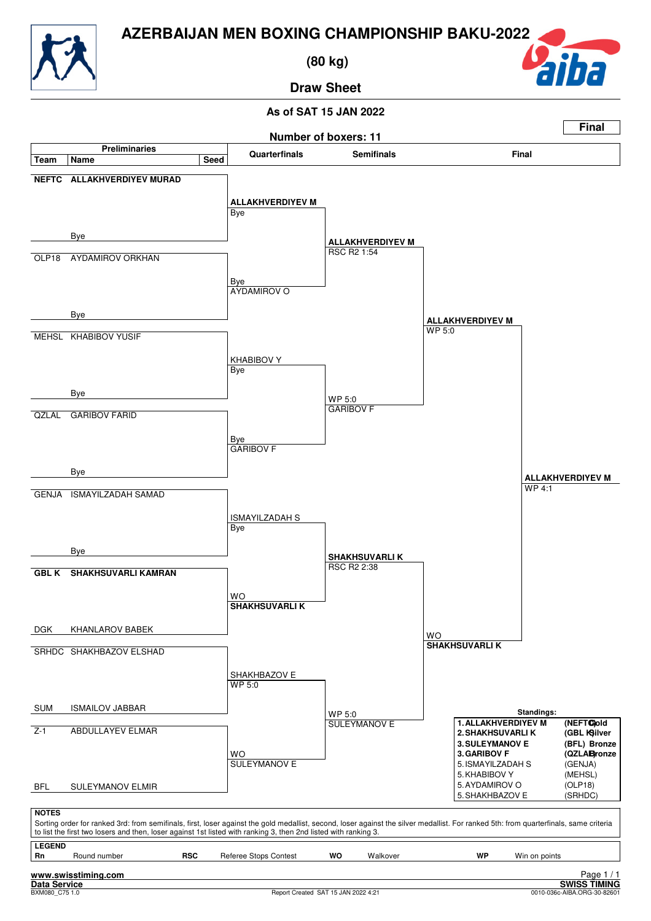# AZERBAIJAN MEN BOXING CHAMPIONSHIP BAKU-2022

## (80 kg)

## Draw Sheet

**As of SAT 15 JAN 2022**

**Final**

**Number of boxers: 11**

### Preliminaries

| Team | Name | Seed |
|---|---|---|
| **NEFTC** | **ALLAKHVERDIYEV MURAD** | |
| | Bye | |
| OLP18 | AYDAMIROV ORKHAN | |
| | Bye | |
| MEHSL | KHABIBOV YUSIF | |
| | Bye | |
| QZLAL | GARIBOV FARID | |
| | Bye | |
| GENJA | ISMAYILZADAH SAMAD | |
| | Bye | |
| **GBL K** | **SHAKHSUVARLI KAMRAN** | |
| DGK | KHANLAROV BABEK | |
| SRHDC | SHAKHBAZOV ELSHAD | |
| SUM | ISMAILOV JABBAR | |
| Z-1 | ABDULLAYEV ELMAR | |
| BFL | SULEYMANOV ELMIR | |

### Quarterfinals

- **ALLAKHVERDIYEV M** – Bye
- AYDAMIROV O – Bye
- KHABIBOV Y – Bye
- GARIBOV F – Bye
- ISMAYILZADAH S – Bye
- **SHAKHSUVARLI K** – WO
- SHAKHBAZOV E – WP 5:0
- SULEYMANOV E – WO

### Semifinals

- **ALLAKHVERDIYEV M** – RSC R2 1:54
- GARIBOV F – WP 5:0
- **SHAKHSUVARLI K** – RSC R2 2:38
- SULEYMANOV E – WP 5:0

### Final

- **ALLAKHVERDIYEV M** – WP 5:0
- **SHAKHSUVARLI K** – WO

**ALLAKHVERDIYEV M** – WP 4:1

### Standings:

| | | |
|---|---|---|
| **1. ALLAKHVERDIYEV M** | **(NEFTC)** | **Gold** |
| **2. SHAKHSUVARLI K** | **(GBL K)** | **Silver** |
| **3. SULEYMANOV E** | **(BFL)** | **Bronze** |
| **3. GARIBOV F** | **(QZLAL)** | **Bronze** |
| 5. ISMAYILZADAH S | (GENJA) | |
| 5. KHABIBOV Y | (MEHSL) | |
| 5. AYDAMIROV O | (OLP18) | |
| 5. SHAKHBAZOV E | (SRHDC) | |

**NOTES**

Sorting order for ranked 3rd: from semifinals, first, loser against the gold medallist, second, loser against the silver medallist. For ranked 5th: from quarterfinals, same criteria to list the first two losers and then, loser against 1st listed with ranking 3, then 2nd listed with ranking 3.

**LEGEND**

| | | | | | | | |
|---|---|---|---|---|---|---|---|
| **Rn** | Round number | **RSC** | Referee Stops Contest | **WO** | Walkover | **WP** | Win on points |

Report Created SAT 15 JAN 2022 4:21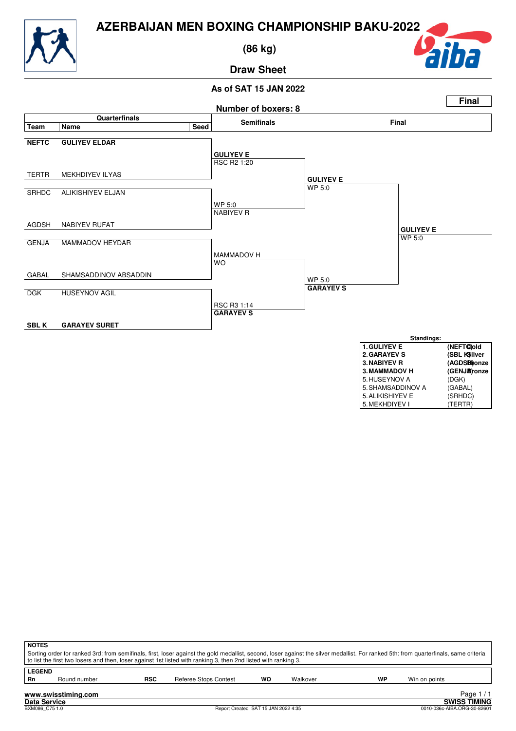# AZERBAIJAN MEN BOXING CHAMPIONSHIP BAKU-2022

## (86 kg)

## Draw Sheet

**As of SAT 15 JAN 2022**

**Final**

**Number of boxers: 8**

| Team | Name | Seed | Semifinals | Final | |
|---|---|---|---|---|---|
| **NEFTC** | **GULIYEV ELDAR** | | **GULIYEV E** RSC R2 1:20 | | |
| TERTR | MEKHDIYEV ILYAS | | | **GULIYEV E** WP 5:0 | |
| SRHDC | ALIKISHIYEV ELJAN | | WP 5:0 NABIYEV R | | |
| AGDSH | NABIYEV RUFAT | | | | **GULIYEV E** WP 5:0 |
| GENJA | MAMMADOV HEYDAR | | MAMMADOV H WO | | |
| GABAL | SHAMSADDINOV ABSADDIN | | | WP 5:0 **GARAYEV S** | |
| DGK | HUSEYNOV AGIL | | RSC R3 1:14 **GARAYEV S** | | |
| **SBL K** | **GARAYEV SURET** | | | | |

**Standings:**

| | | | |
|---|---|---|---|
| **1.** | **GULIYEV E** | **(NEFTC)** | **Gold** |
| **2.** | **GARAYEV S** | **(SBL K)** | **Silver** |
| **3.** | **NABIYEV R** | **(AGDSH)** | **Bronze** |
| **3.** | **MAMMADOV H** | **(GENJA)** | **Bronze** |
| 5. | HUSEYNOV A | (DGK) | |
| 5. | SHAMSADDINOV A | (GABAL) | |
| 5. | ALIKISHIYEV E | (SRHDC) | |
| 5. | MEKHDIYEV I | (TERTR) | |

**NOTES**

Sorting order for ranked 3rd: from semifinals, first, loser against the gold medallist, second, loser against the silver medallist. For ranked 5th: from quarterfinals, same criteria to list the first two losers and then, loser against 1st listed with ranking 3, then 2nd listed with ranking 3.

**LEGEND**

| | | | | | | | |
|---|---|---|---|---|---|---|---|
| **Rn** | Round number | **RSC** | Referee Stops Contest | **WO** | Walkover | **WP** | Win on points |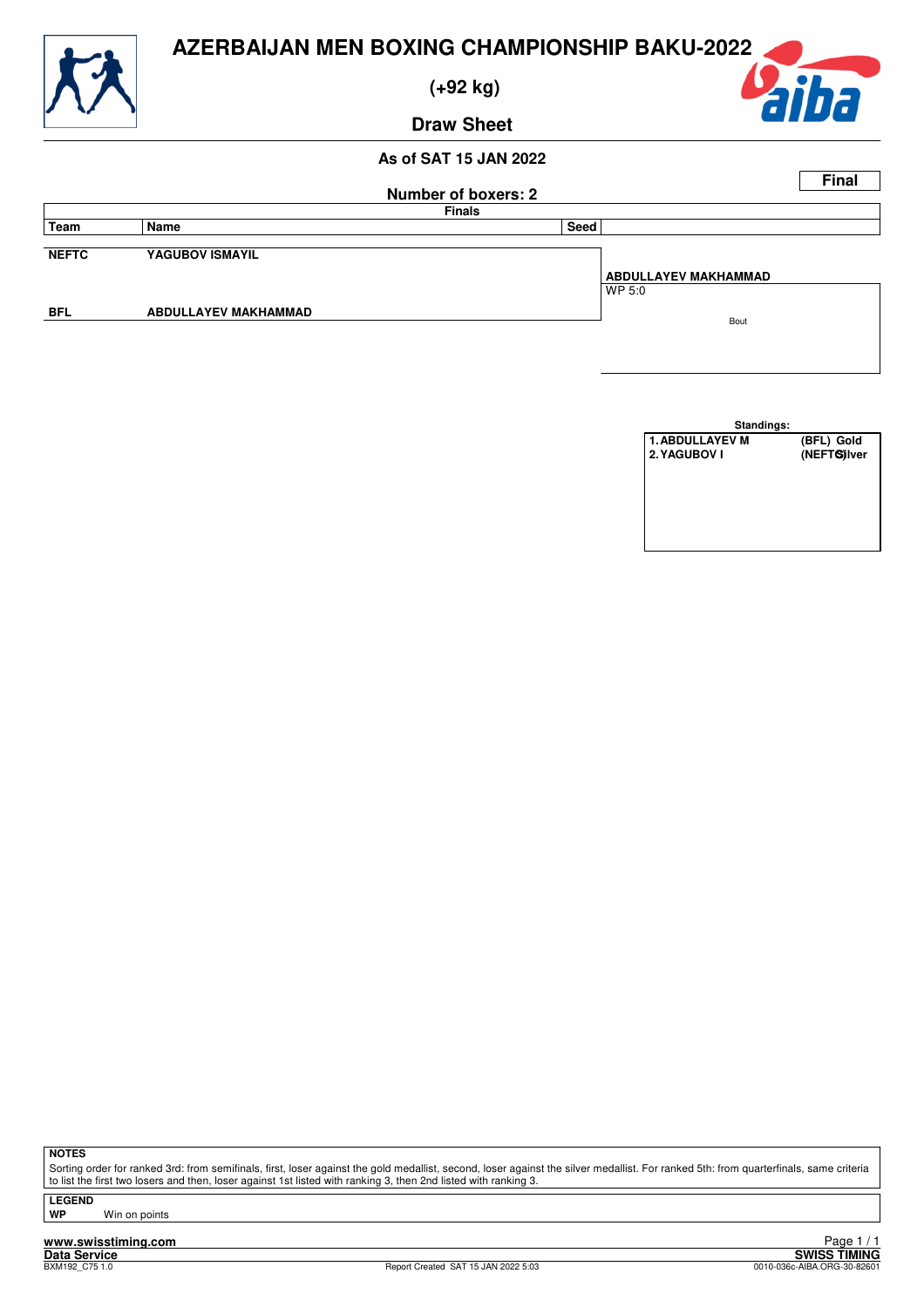# AZERBAIJAN MEN BOXING CHAMPIONSHIP BAKU-2022

## (+92 kg)

## Draw Sheet

**As of SAT 15 JAN 2022**

**Final**

**Number of boxers: 2**

**Finals**

| Team | Name | Seed | |
|---|---|---|---|
| NEFTC | YAGUBOV ISMAYIL | | |
| | | | **ABDULLAYEV MAKHAMMAD** WP 5:0 |
| BFL | ABDULLAYEV MAKHAMMAD | | |

Bout

**Standings:**

| | | |
|---|---|---|
| 1. ABDULLAYEV M | (BFL) | Gold |
| 2. YAGUBOV I | (NEFTC) | Silver |

**NOTES**

Sorting order for ranked 3rd: from semifinals, first, loser against the gold medallist, second, loser against the silver medallist. For ranked 5th: from quarterfinals, same criteria to list the first two losers and then, loser against 1st listed with ranking 3, then 2nd listed with ranking 3.

**LEGEND**

**WP** Win on points

www.swisstiming.com
Data Service
BXM192_C75 1.0
Report Created SAT 15 JAN 2022 5:03
SWISS TIMING
0010-036c-AIBA.ORG-30-82601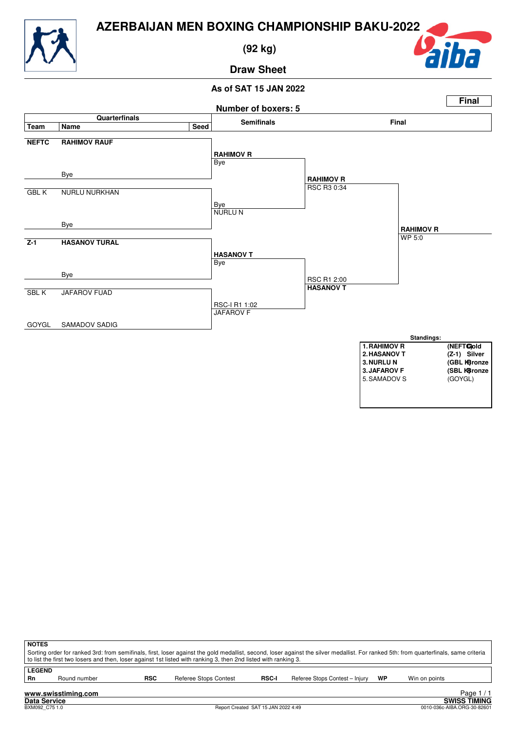# AZERBAIJAN MEN BOXING CHAMPIONSHIP BAKU-2022

**(92 kg)**

**Draw Sheet**

**As of SAT 15 JAN 2022**

**Final**

**Number of boxers: 5**

| Team | Name | Seed | Semifinals | Final | |
|---|---|---|---|---|---|
| **NEFTC** | **RAHIMOV RAUF** | | **RAHIMOV R** Bye | **RAHIMOV R** RSC R3 0:34 | **RAHIMOV R** WP 5:0 |
| | Bye | | | | |
| GBL K | NURLU NURKHAN | | Bye NURLU N | | |
| | Bye | | | | |
| **Z-1** | **HASANOV TURAL** | | **HASANOV T** Bye | RSC R1 2:00 **HASANOV T** | |
| | Bye | | | | |
| SBL K | JAFAROV FUAD | | RSC-I R1 1:02 JAFAROV F | | |
| GOYGL | SAMADOV SADIG | | | | |

**Standings:**

| | | |
|---|---|---|
| **1. RAHIMOV R** | **(NEFTC)** | **Gold** |
| **2. HASANOV T** | **(Z-1)** | **Silver** |
| **3. NURLU N** | **(GBL K)** | **Bronze** |
| **3. JAFAROV F** | **(SBL K)** | **Bronze** |
| 5. SAMADOV S | (GOYGL) | |

**NOTES**

Sorting order for ranked 3rd: from semifinals, first, loser against the gold medallist, second, loser against the silver medallist. For ranked 5th: from quarterfinals, same criteria to list the first two losers and then, loser against 1st listed with ranking 3, then 2nd listed with ranking 3.

**LEGEND**

| | | | | | | | |
|---|---|---|---|---|---|---|---|
| **Rn** | Round number | **RSC** | Referee Stops Contest | **RSC-I** | Referee Stops Contest – Injury | **WP** | Win on points |

www.swisstiming.com
Data Service
BXM092_C75 1.0
Report Created SAT 15 JAN 2022 4:49
SWISS TIMING
0010-036c-AIBA.ORG-30-82601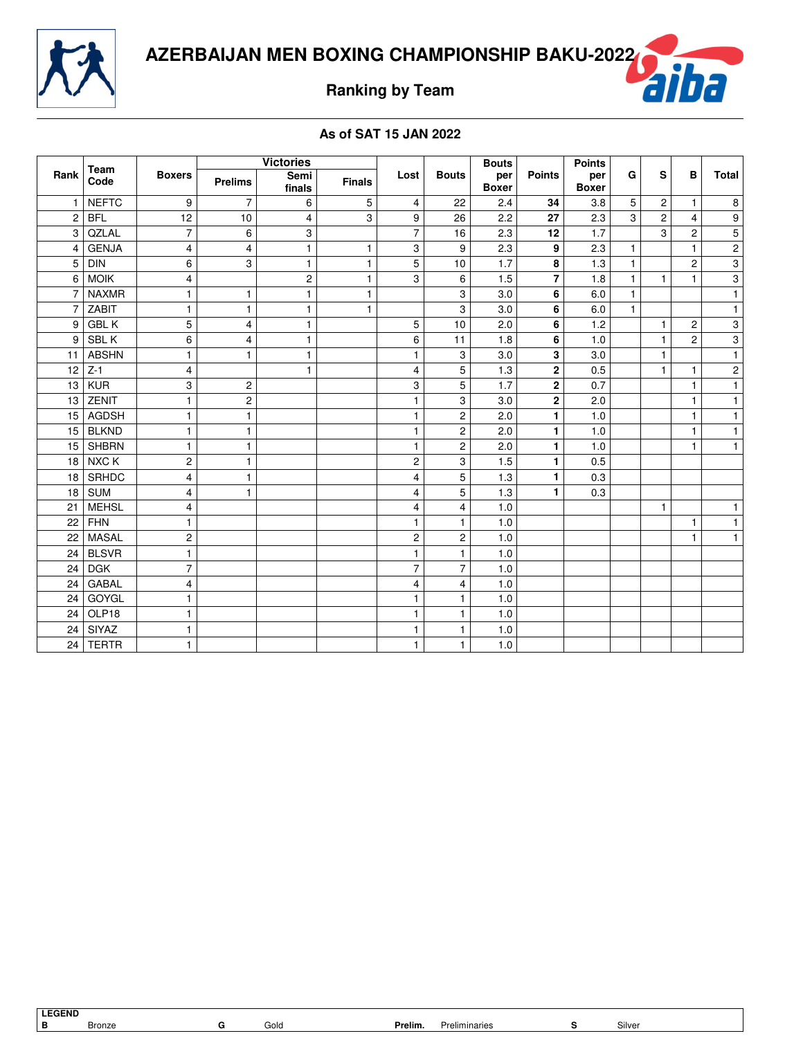# AZERBAIJAN MEN BOXING CHAMPIONSHIP BAKU-2022

## Ranking by Team

### As of SAT 15 JAN 2022

| Rank | Team Code | Boxers | Victories | | | Lost | Bouts | Bouts per Boxer | Points | Points per Boxer | G | S | B | Total |
|---|---|---|---|---|---|---|---|---|---|---|---|---|---|---|
| | | | Prelims | Semi finals | Finals | | | | | | | | | |
| 1 | NEFTC | 9 | 7 | 6 | 5 | 4 | 22 | 2.4 | **34** | 3.8 | 5 | 2 | 1 | 8 |
| 2 | BFL | 12 | 10 | 4 | 3 | 9 | 26 | 2.2 | **27** | 2.3 | 3 | 2 | 4 | 9 |
| 3 | QZLAL | 7 | 6 | 3 | | 7 | 16 | 2.3 | **12** | 1.7 | | 3 | 2 | 5 |
| 4 | GENJA | 4 | 4 | 1 | 1 | 3 | 9 | 2.3 | **9** | 2.3 | 1 | | 1 | 2 |
| 5 | DIN | 6 | 3 | 1 | 1 | 5 | 10 | 1.7 | **8** | 1.3 | 1 | | 2 | 3 |
| 6 | MOIK | 4 | | 2 | 1 | 3 | 6 | 1.5 | **7** | 1.8 | 1 | 1 | 1 | 3 |
| 7 | NAXMR | 1 | 1 | 1 | 1 | | 3 | 3.0 | **6** | 6.0 | 1 | | | 1 |
| 7 | ZABIT | 1 | 1 | 1 | 1 | | 3 | 3.0 | **6** | 6.0 | 1 | | | 1 |
| 9 | GBL K | 5 | 4 | 1 | | 5 | 10 | 2.0 | **6** | 1.2 | | 1 | 2 | 3 |
| 9 | SBL K | 6 | 4 | 1 | | 6 | 11 | 1.8 | **6** | 1.0 | | 1 | 2 | 3 |
| 11 | ABSHN | 1 | 1 | 1 | | 1 | 3 | 3.0 | **3** | 3.0 | | 1 | | 1 |
| 12 | Z-1 | 4 | | 1 | | 4 | 5 | 1.3 | **2** | 0.5 | | 1 | 1 | 2 |
| 13 | KUR | 3 | 2 | | | 3 | 5 | 1.7 | **2** | 0.7 | | | 1 | 1 |
| 13 | ZENIT | 1 | 2 | | | 1 | 3 | 3.0 | **2** | 2.0 | | | 1 | 1 |
| 15 | AGDSH | 1 | 1 | | | 1 | 2 | 2.0 | **1** | 1.0 | | | 1 | 1 |
| 15 | BLKND | 1 | 1 | | | 1 | 2 | 2.0 | **1** | 1.0 | | | 1 | 1 |
| 15 | SHBRN | 1 | 1 | | | 1 | 2 | 2.0 | **1** | 1.0 | | | 1 | 1 |
| 18 | NXC K | 2 | 1 | | | 2 | 3 | 1.5 | **1** | 0.5 | | | | |
| 18 | SRHDC | 4 | 1 | | | 4 | 5 | 1.3 | **1** | 0.3 | | | | |
| 18 | SUM | 4 | 1 | | | 4 | 5 | 1.3 | **1** | 0.3 | | | | |
| 21 | MEHSL | 4 | | | | 4 | 4 | 1.0 | | | | 1 | | 1 |
| 22 | FHN | 1 | | | | 1 | 1 | 1.0 | | | | | 1 | 1 |
| 22 | MASAL | 2 | | | | 2 | 2 | 1.0 | | | | | 1 | 1 |
| 24 | BLSVR | 1 | | | | 1 | 1 | 1.0 | | | | | | |
| 24 | DGK | 7 | | | | 7 | 7 | 1.0 | | | | | | |
| 24 | GABAL | 4 | | | | 4 | 4 | 1.0 | | | | | | |
| 24 | GOYGL | 1 | | | | 1 | 1 | 1.0 | | | | | | |
| 24 | OLP18 | 1 | | | | 1 | 1 | 1.0 | | | | | | |
| 24 | SIYAZ | 1 | | | | 1 | 1 | 1.0 | | | | | | |
| 24 | TERTR | 1 | | | | 1 | 1 | 1.0 | | | | | | |

**LEGEND**

| | | | | | | | |
|---|---|---|---|---|---|---|---|
| **B** | Bronze | **G** | Gold | **Prelim.** | Preliminaries | **S** | Silver |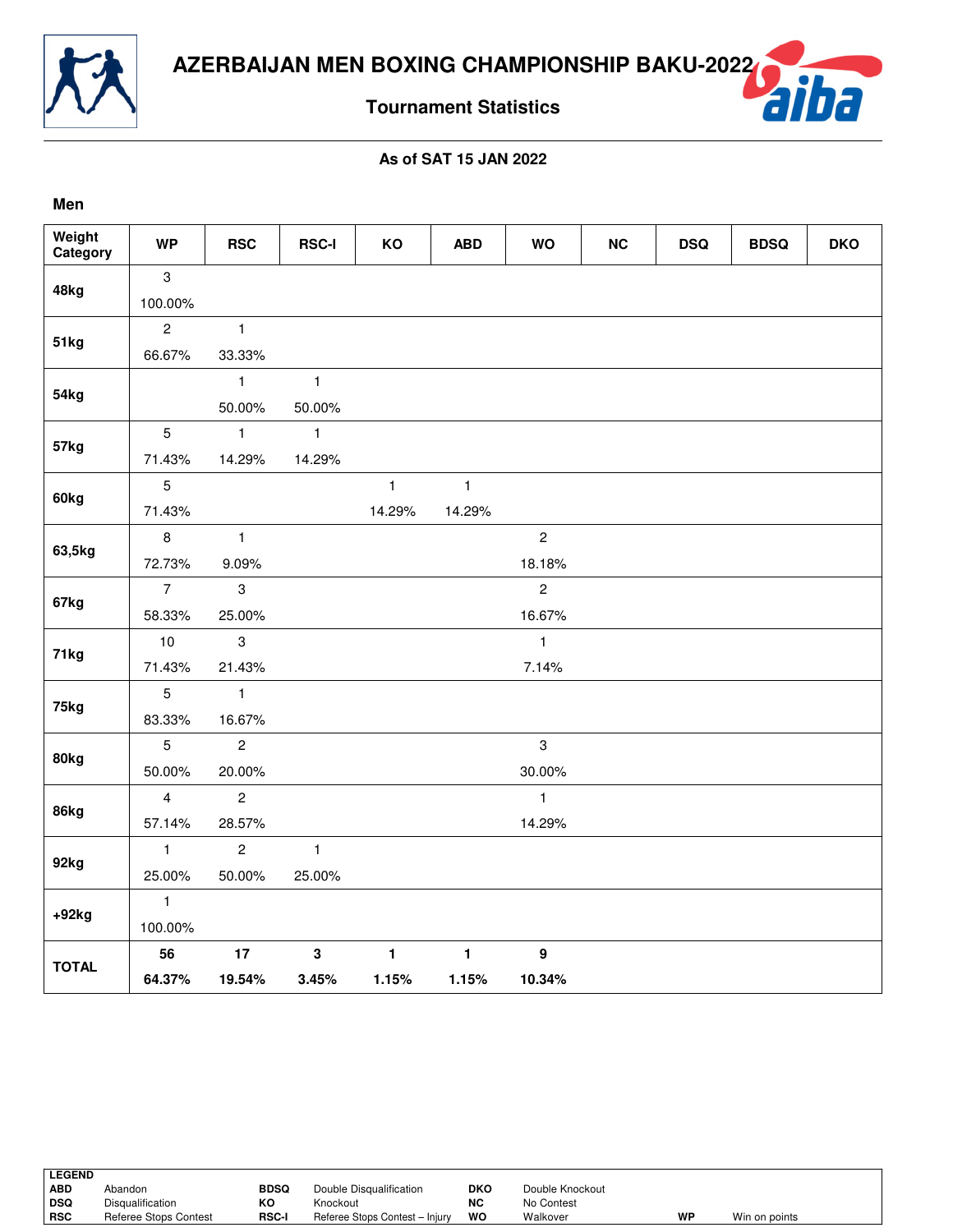# AZERBAIJAN MEN BOXING CHAMPIONSHIP BAKU-2022

## Tournament Statistics

**As of SAT 15 JAN 2022**

### Men

| Weight Category | WP | RSC | RSC-I | KO | ABD | WO | NC | DSQ | BDSQ | DKO |
|---|---|---|---|---|---|---|---|---|---|---|
| 48kg | 3<br>100.00% | | | | | | | | | |
| 51kg | 2<br>66.67% | 1<br>33.33% | | | | | | | | |
| 54kg | | 1<br>50.00% | 1<br>50.00% | | | | | | | |
| 57kg | 5<br>71.43% | 1<br>14.29% | 1<br>14.29% | | | | | | | |
| 60kg | 5<br>71.43% | | | 1<br>14.29% | 1<br>14.29% | | | | | |
| 63,5kg | 8<br>72.73% | 1<br>9.09% | | | | 2<br>18.18% | | | | |
| 67kg | 7<br>58.33% | 3<br>25.00% | | | | 2<br>16.67% | | | | |
| 71kg | 10<br>71.43% | 3<br>21.43% | | | | 1<br>7.14% | | | | |
| 75kg | 5<br>83.33% | 1<br>16.67% | | | | | | | | |
| 80kg | 5<br>50.00% | 2<br>20.00% | | | | 3<br>30.00% | | | | |
| 86kg | 4<br>57.14% | 2<br>28.57% | | | | 1<br>14.29% | | | | |
| 92kg | 1<br>25.00% | 2<br>50.00% | 1<br>25.00% | | | | | | | |
| +92kg | 1<br>100.00% | | | | | | | | | |
| **TOTAL** | **56**<br>**64.37%** | **17**<br>**19.54%** | **3**<br>**3.45%** | **1**<br>**1.15%** | **1**<br>**1.15%** | **9**<br>**10.34%** | | | | |

**LEGEND**

| | | | | | | | |
|---|---|---|---|---|---|---|---|
| **ABD** | Abandon | **BDSQ** | Double Disqualification | **DKO** | Double Knockout | | |
| **DSQ** | Disqualification | **KO** | Knockout | **NC** | No Contest | | |
| **RSC** | Referee Stops Contest | **RSC-I** | Referee Stops Contest – Injury | **WO** | Walkover | **WP** | Win on points |